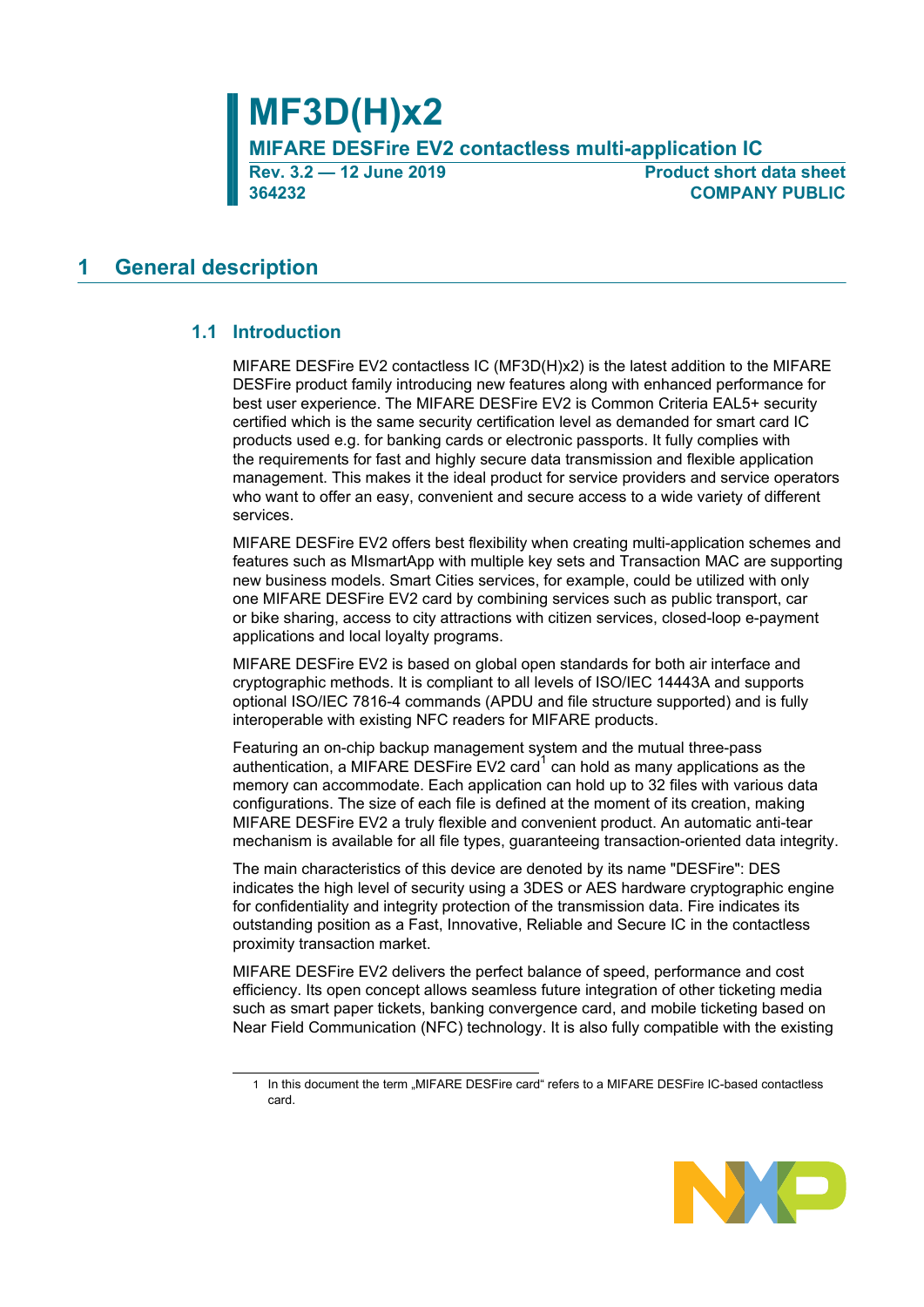# MF3D(H)x2

**MIFARE DESFire EV2 contactless multi-application IC**

**Rev. 3.2 — 12 June 2019**
**364232**

**Product short data sheet**
**COMPANY PUBLIC**

## 1 General description

### 1.1 Introduction

MIFARE DESFire EV2 contactless IC (MF3D(H)x2) is the latest addition to the MIFARE DESFire product family introducing new features along with enhanced performance for best user experience. The MIFARE DESFire EV2 is Common Criteria EAL5+ security certified which is the same security certification level as demanded for smart card IC products used e.g. for banking cards or electronic passports. It fully complies with the requirements for fast and highly secure data transmission and flexible application management. This makes it the ideal product for service providers and service operators who want to offer an easy, convenient and secure access to a wide variety of different services.

MIFARE DESFire EV2 offers best flexibility when creating multi-application schemes and features such as MIsmartApp with multiple key sets and Transaction MAC are supporting new business models. Smart Cities services, for example, could be utilized with only one MIFARE DESFire EV2 card by combining services such as public transport, car or bike sharing, access to city attractions with citizen services, closed-loop e-payment applications and local loyalty programs.

MIFARE DESFire EV2 is based on global open standards for both air interface and cryptographic methods. It is compliant to all levels of ISO/IEC 14443A and supports optional ISO/IEC 7816-4 commands (APDU and file structure supported) and is fully interoperable with existing NFC readers for MIFARE products.

Featuring an on-chip backup management system and the mutual three-pass authentication, a MIFARE DESFire EV2 card[1] can hold as many applications as the memory can accommodate. Each application can hold up to 32 files with various data configurations. The size of each file is defined at the moment of its creation, making MIFARE DESFire EV2 a truly flexible and convenient product. An automatic anti-tear mechanism is available for all file types, guaranteeing transaction-oriented data integrity.

The main characteristics of this device are denoted by its name "DESFire": DES indicates the high level of security using a 3DES or AES hardware cryptographic engine for confidentiality and integrity protection of the transmission data. Fire indicates its outstanding position as a Fast, Innovative, Reliable and Secure IC in the contactless proximity transaction market.

MIFARE DESFire EV2 delivers the perfect balance of speed, performance and cost efficiency. Its open concept allows seamless future integration of other ticketing media such as smart paper tickets, banking convergence card, and mobile ticketing based on Near Field Communication (NFC) technology. It is also fully compatible with the existing

1 In this document the term „MIFARE DESFire card“ refers to a MIFARE DESFire IC-based contactless card.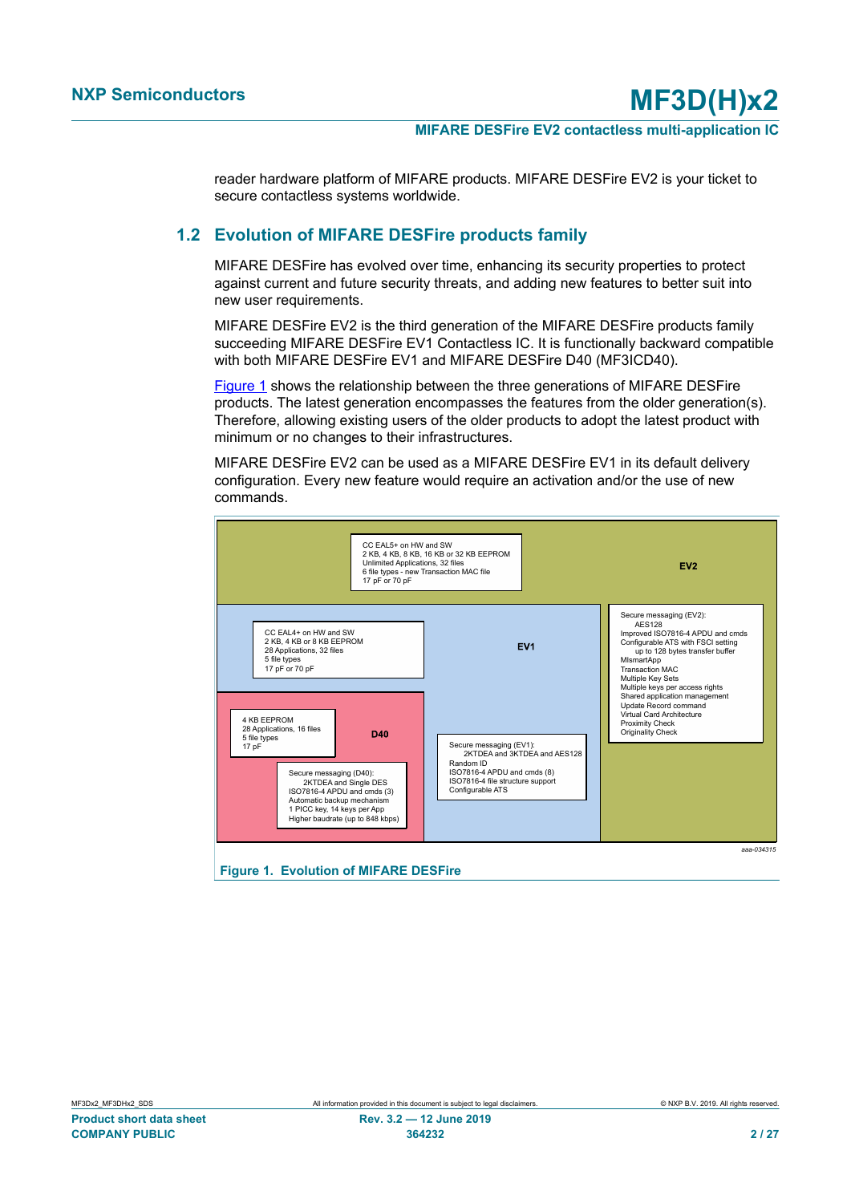reader hardware platform of MIFARE products. MIFARE DESFire EV2 is your ticket to secure contactless systems worldwide.

## 1.2 Evolution of MIFARE DESFire products family

MIFARE DESFire has evolved over time, enhancing its security properties to protect against current and future security threats, and adding new features to better suit into new user requirements.

MIFARE DESFire EV2 is the third generation of the MIFARE DESFire products family succeeding MIFARE DESFire EV1 Contactless IC. It is functionally backward compatible with both MIFARE DESFire EV1 and MIFARE DESFire D40 (MF3ICD40).

Figure 1 shows the relationship between the three generations of MIFARE DESFire products. The latest generation encompasses the features from the older generation(s). Therefore, allowing existing users of the older products to adopt the latest product with minimum or no changes to their infrastructures.

MIFARE DESFire EV2 can be used as a MIFARE DESFire EV1 in its default delivery configuration. Every new feature would require an activation and/or the use of new commands.

**EV2**

CC EAL5+ on HW and SW
2 KB, 4 KB, 8 KB, 16 KB or 32 KB EEPROM
Unlimited Applications, 32 files
6 file types - new Transaction MAC file
17 pF or 70 pF

Secure messaging (EV2):
AES128
Improved ISO7816-4 APDU and cmds
Configurable ATS with FSCI setting
up to 128 bytes transfer buffer
MIsmartApp
Transaction MAC
Multiple Key Sets
Multiple keys per access rights
Shared application management
Update Record command
Virtual Card Architecture
Proximity Check
Originality Check

**EV1**

CC EAL4+ on HW and SW
2 KB, 4 KB or 8 KB EEPROM
28 Applications, 32 files
5 file types
17 pF or 70 pF

Secure messaging (EV1):
2KTDEA and 3KTDEA and AES128
Random ID
ISO7816-4 APDU and cmds (8)
ISO7816-4 file structure support
Configurable ATS

**D40**

4 KB EEPROM
28 Applications, 16 files
5 file types
17 pF

Secure messaging (D40):
2KTDEA and Single DES
ISO7816-4 APDU and cmds (3)
Automatic backup mechanism
1 PICC key, 14 keys per App
Higher baudrate (up to 848 kbps)

aaa-034315

**Figure 1. Evolution of MIFARE DESFire**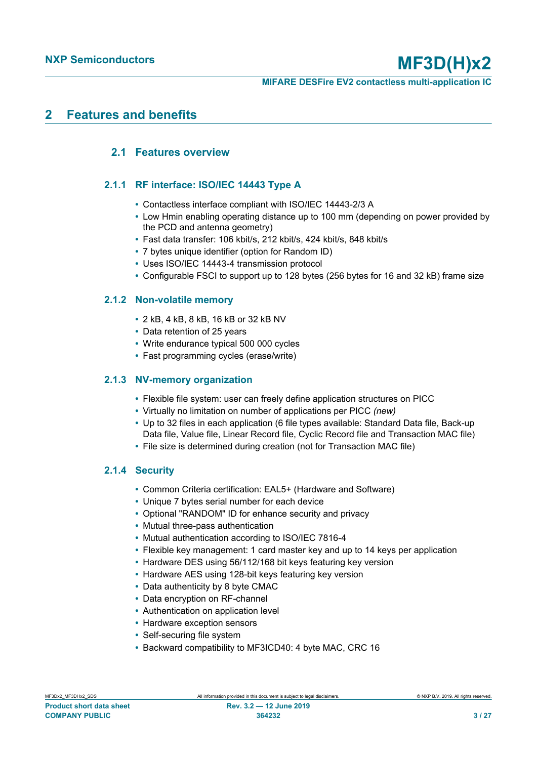## 2 Features and benefits

### 2.1 Features overview

#### 2.1.1 RF interface: ISO/IEC 14443 Type A

- Contactless interface compliant with ISO/IEC 14443-2/3 A
- Low Hmin enabling operating distance up to 100 mm (depending on power provided by the PCD and antenna geometry)
- Fast data transfer: 106 kbit/s, 212 kbit/s, 424 kbit/s, 848 kbit/s
- 7 bytes unique identifier (option for Random ID)
- Uses ISO/IEC 14443-4 transmission protocol
- Configurable FSCI to support up to 128 bytes (256 bytes for 16 and 32 kB) frame size

#### 2.1.2 Non-volatile memory

- 2 kB, 4 kB, 8 kB, 16 kB or 32 kB NV
- Data retention of 25 years
- Write endurance typical 500 000 cycles
- Fast programming cycles (erase/write)

#### 2.1.3 NV-memory organization

- Flexible file system: user can freely define application structures on PICC
- Virtually no limitation on number of applications per PICC *(new)*
- Up to 32 files in each application (6 file types available: Standard Data file, Back-up Data file, Value file, Linear Record file, Cyclic Record file and Transaction MAC file)
- File size is determined during creation (not for Transaction MAC file)

#### 2.1.4 Security

- Common Criteria certification: EAL5+ (Hardware and Software)
- Unique 7 bytes serial number for each device
- Optional "RANDOM" ID for enhance security and privacy
- Mutual three-pass authentication
- Mutual authentication according to ISO/IEC 7816-4
- Flexible key management: 1 card master key and up to 14 keys per application
- Hardware DES using 56/112/168 bit keys featuring key version
- Hardware AES using 128-bit keys featuring key version
- Data authenticity by 8 byte CMAC
- Data encryption on RF-channel
- Authentication on application level
- Hardware exception sensors
- Self-securing file system
- Backward compatibility to MF3ICD40: 4 byte MAC, CRC 16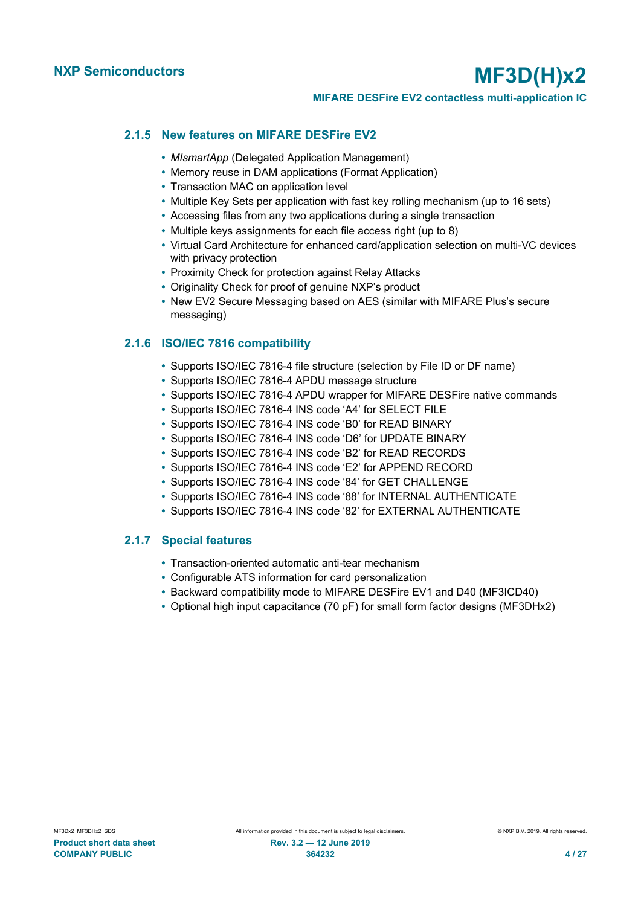### 2.1.5 New features on MIFARE DESFire EV2

- *MIsmartApp* (Delegated Application Management)
- Memory reuse in DAM applications (Format Application)
- Transaction MAC on application level
- Multiple Key Sets per application with fast key rolling mechanism (up to 16 sets)
- Accessing files from any two applications during a single transaction
- Multiple keys assignments for each file access right (up to 8)
- Virtual Card Architecture for enhanced card/application selection on multi-VC devices with privacy protection
- Proximity Check for protection against Relay Attacks
- Originality Check for proof of genuine NXP's product
- New EV2 Secure Messaging based on AES (similar with MIFARE Plus's secure messaging)

### 2.1.6 ISO/IEC 7816 compatibility

- Supports ISO/IEC 7816-4 file structure (selection by File ID or DF name)
- Supports ISO/IEC 7816-4 APDU message structure
- Supports ISO/IEC 7816-4 APDU wrapper for MIFARE DESFire native commands
- Supports ISO/IEC 7816-4 INS code 'A4' for SELECT FILE
- Supports ISO/IEC 7816-4 INS code 'B0' for READ BINARY
- Supports ISO/IEC 7816-4 INS code 'D6' for UPDATE BINARY
- Supports ISO/IEC 7816-4 INS code 'B2' for READ RECORDS
- Supports ISO/IEC 7816-4 INS code 'E2' for APPEND RECORD
- Supports ISO/IEC 7816-4 INS code '84' for GET CHALLENGE
- Supports ISO/IEC 7816-4 INS code '88' for INTERNAL AUTHENTICATE
- Supports ISO/IEC 7816-4 INS code '82' for EXTERNAL AUTHENTICATE

### 2.1.7 Special features

- Transaction-oriented automatic anti-tear mechanism
- Configurable ATS information for card personalization
- Backward compatibility mode to MIFARE DESFire EV1 and D40 (MF3ICD40)
- Optional high input capacitance (70 pF) for small form factor designs (MF3DHx2)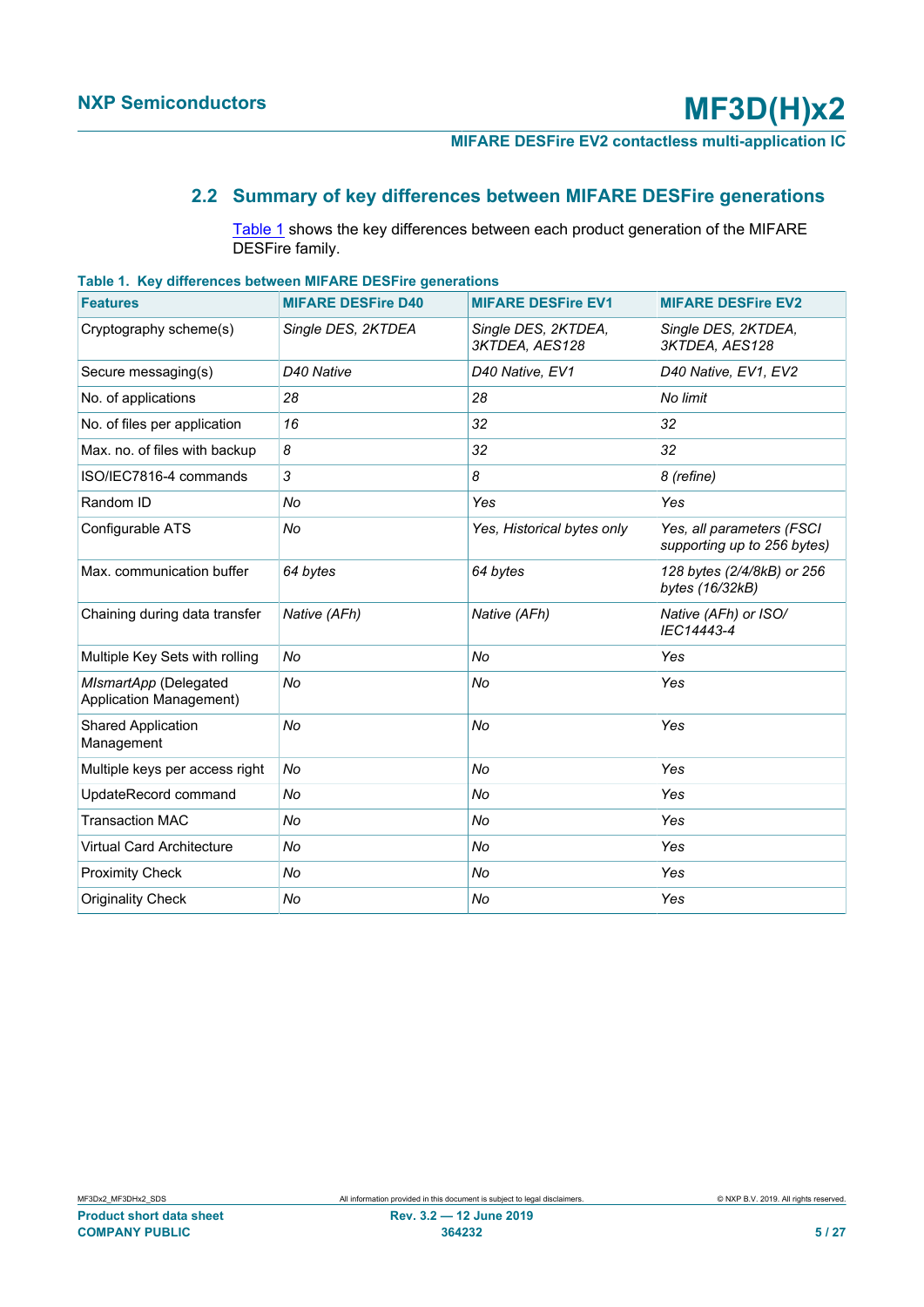## 2.2 Summary of key differences between MIFARE DESFire generations

Table 1 shows the key differences between each product generation of the MIFARE DESFire family.

**Table 1. Key differences between MIFARE DESFire generations**

| Features | MIFARE DESFire D40 | MIFARE DESFire EV1 | MIFARE DESFire EV2 |
|---|---|---|---|
| Cryptography scheme(s) | *Single DES, 2KTDEA* | *Single DES, 2KTDEA, 3KTDEA, AES128* | *Single DES, 2KTDEA, 3KTDEA, AES128* |
| Secure messaging(s) | *D40 Native* | *D40 Native, EV1* | *D40 Native, EV1, EV2* |
| No. of applications | *28* | *28* | *No limit* |
| No. of files per application | *16* | *32* | *32* |
| Max. no. of files with backup | *8* | *32* | *32* |
| ISO/IEC7816-4 commands | *3* | *8* | *8 (refine)* |
| Random ID | *No* | *Yes* | *Yes* |
| Configurable ATS | *No* | *Yes, Historical bytes only* | *Yes, all parameters (FSCI supporting up to 256 bytes)* |
| Max. communication buffer | *64 bytes* | *64 bytes* | *128 bytes (2/4/8kB) or 256 bytes (16/32kB)* |
| Chaining during data transfer | *Native (AFh)* | *Native (AFh)* | *Native (AFh) or ISO/IEC14443-4* |
| Multiple Key Sets with rolling | *No* | *No* | *Yes* |
| *MIsmartApp* (Delegated Application Management) | *No* | *No* | *Yes* |
| Shared Application Management | *No* | *No* | *Yes* |
| Multiple keys per access right | *No* | *No* | *Yes* |
| UpdateRecord command | *No* | *No* | *Yes* |
| Transaction MAC | *No* | *No* | *Yes* |
| Virtual Card Architecture | *No* | *No* | *Yes* |
| Proximity Check | *No* | *No* | *Yes* |
| Originality Check | *No* | *No* | *Yes* |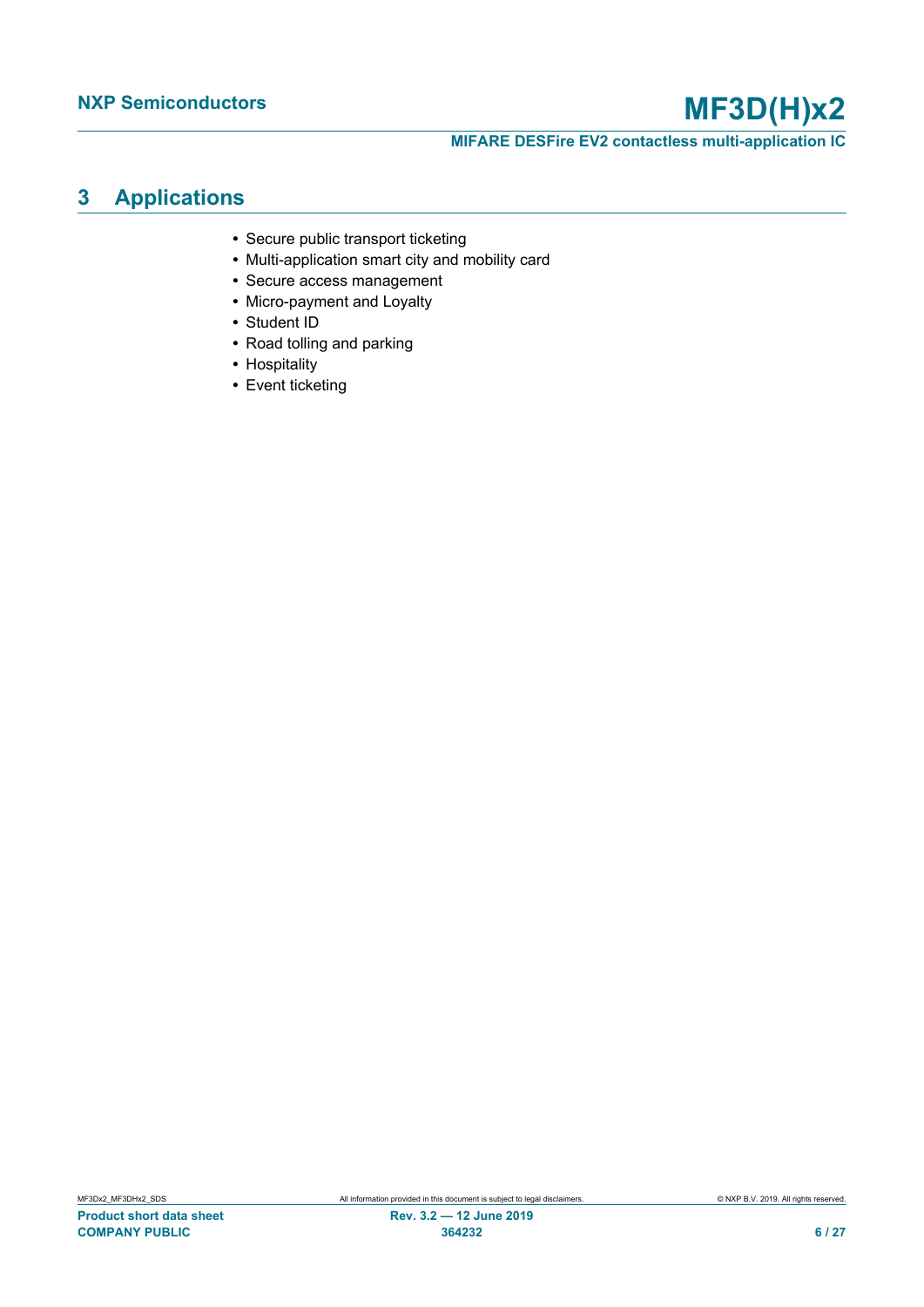## 3 Applications

- Secure public transport ticketing
- Multi-application smart city and mobility card
- Secure access management
- Micro-payment and Loyalty
- Student ID
- Road tolling and parking
- Hospitality
- Event ticketing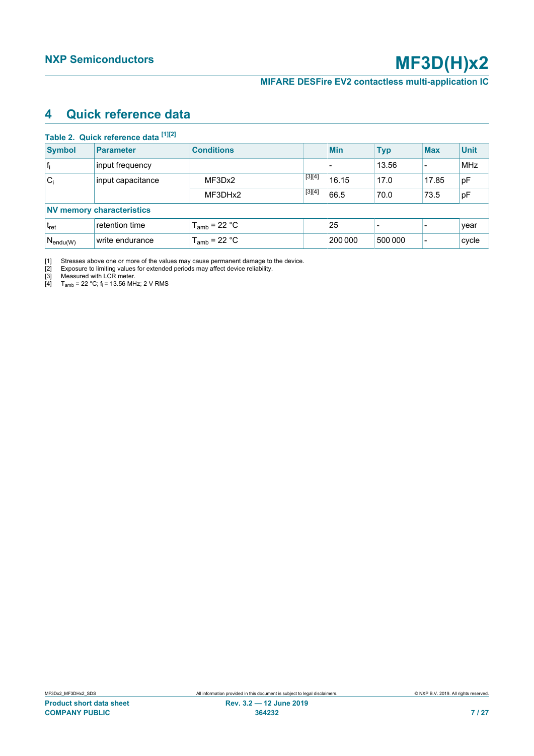## 4 Quick reference data

**Table 2. Quick reference data** [1][2]

| Symbol | Parameter | Conditions | | Min | Typ | Max | Unit |
|---|---|---|---|---|---|---|---|
| $f_i$ | input frequency | | | - | 13.56 | - | MHz |
| $C_i$ | input capacitance | MF3Dx2 | [3][4] | 16.15 | 17.0 | 17.85 | pF |
| | | MF3DHx2 | [3][4] | 66.5 | 70.0 | 73.5 | pF |
| **NV memory characteristics** | | | | | | | |
| $t_{ret}$ | retention time | $T_{amb}$ = 22 °C | | 25 | - | - | year |
| $N_{endu(W)}$ | write endurance | $T_{amb}$ = 22 °C | | 200 000 | 500 000 | - | cycle |

[1] Stresses above one or more of the values may cause permanent damage to the device.

[2] Exposure to limiting values for extended periods may affect device reliability.

[3] Measured with LCR meter.

[4] $T_{amb}$ = 22 °C; $f_i$ = 13.56 MHz; 2 V RMS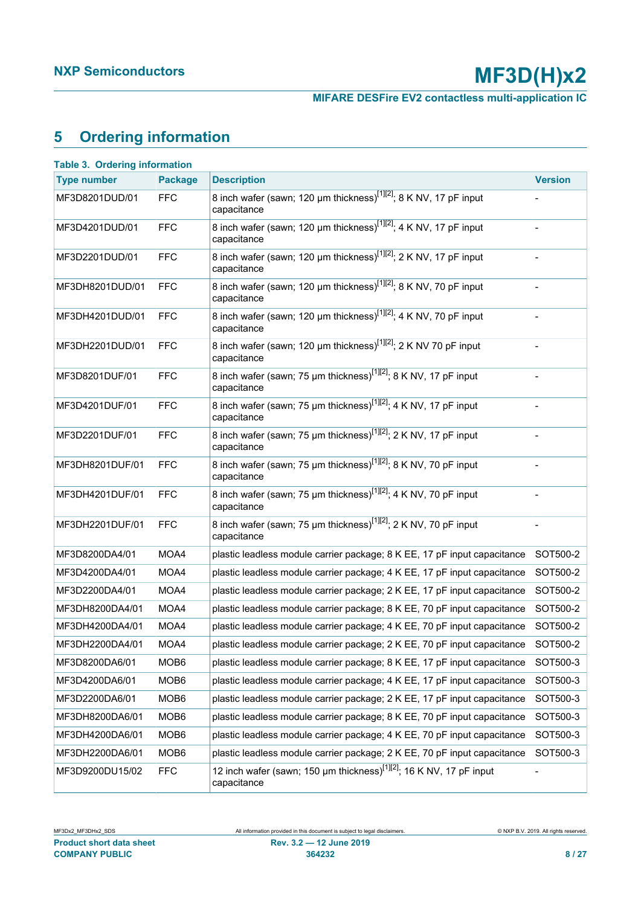## 5 Ordering information

**Table 3. Ordering information**

| Type number | Package | Description | Version |
|---|---|---|---|
| MF3D8201DUD/01 | FFC | 8 inch wafer (sawn; 120 μm thickness)[1][2]; 8 K NV, 17 pF input capacitance | - |
| MF3D4201DUD/01 | FFC | 8 inch wafer (sawn; 120 μm thickness)[1][2]; 4 K NV, 17 pF input capacitance | - |
| MF3D2201DUD/01 | FFC | 8 inch wafer (sawn; 120 μm thickness)[1][2]; 2 K NV, 17 pF input capacitance | - |
| MF3DH8201DUD/01 | FFC | 8 inch wafer (sawn; 120 μm thickness)[1][2]; 8 K NV, 70 pF input capacitance | - |
| MF3DH4201DUD/01 | FFC | 8 inch wafer (sawn; 120 μm thickness)[1][2]; 4 K NV, 70 pF input capacitance | - |
| MF3DH2201DUD/01 | FFC | 8 inch wafer (sawn; 120 μm thickness)[1][2]; 2 K NV 70 pF input capacitance | - |
| MF3D8201DUF/01 | FFC | 8 inch wafer (sawn; 75 μm thickness)[1][2]; 8 K NV, 17 pF input capacitance | - |
| MF3D4201DUF/01 | FFC | 8 inch wafer (sawn; 75 μm thickness)[1][2]; 4 K NV, 17 pF input capacitance | - |
| MF3D2201DUF/01 | FFC | 8 inch wafer (sawn; 75 μm thickness)[1][2]; 2 K NV, 17 pF input capacitance | - |
| MF3DH8201DUF/01 | FFC | 8 inch wafer (sawn; 75 μm thickness)[1][2]; 8 K NV, 70 pF input capacitance | - |
| MF3DH4201DUF/01 | FFC | 8 inch wafer (sawn; 75 μm thickness)[1][2]; 4 K NV, 70 pF input capacitance | - |
| MF3DH2201DUF/01 | FFC | 8 inch wafer (sawn; 75 μm thickness)[1][2]; 2 K NV, 70 pF input capacitance | - |
| MF3D8200DA4/01 | MOA4 | plastic leadless module carrier package; 8 K EE, 17 pF input capacitance | SOT500-2 |
| MF3D4200DA4/01 | MOA4 | plastic leadless module carrier package; 4 K EE, 17 pF input capacitance | SOT500-2 |
| MF3D2200DA4/01 | MOA4 | plastic leadless module carrier package; 2 K EE, 17 pF input capacitance | SOT500-2 |
| MF3DH8200DA4/01 | MOA4 | plastic leadless module carrier package; 8 K EE, 70 pF input capacitance | SOT500-2 |
| MF3DH4200DA4/01 | MOA4 | plastic leadless module carrier package; 4 K EE, 70 pF input capacitance | SOT500-2 |
| MF3DH2200DA4/01 | MOA4 | plastic leadless module carrier package; 2 K EE, 70 pF input capacitance | SOT500-2 |
| MF3D8200DA6/01 | MOB6 | plastic leadless module carrier package; 8 K EE, 17 pF input capacitance | SOT500-3 |
| MF3D4200DA6/01 | MOB6 | plastic leadless module carrier package; 4 K EE, 17 pF input capacitance | SOT500-3 |
| MF3D2200DA6/01 | MOB6 | plastic leadless module carrier package; 2 K EE, 17 pF input capacitance | SOT500-3 |
| MF3DH8200DA6/01 | MOB6 | plastic leadless module carrier package; 8 K EE, 70 pF input capacitance | SOT500-3 |
| MF3DH4200DA6/01 | MOB6 | plastic leadless module carrier package; 4 K EE, 70 pF input capacitance | SOT500-3 |
| MF3DH2200DA6/01 | MOB6 | plastic leadless module carrier package; 2 K EE, 70 pF input capacitance | SOT500-3 |
| MF3D9200DU15/02 | FFC | 12 inch wafer (sawn; 150 μm thickness)[1][2]; 16 K NV, 17 pF input capacitance | - |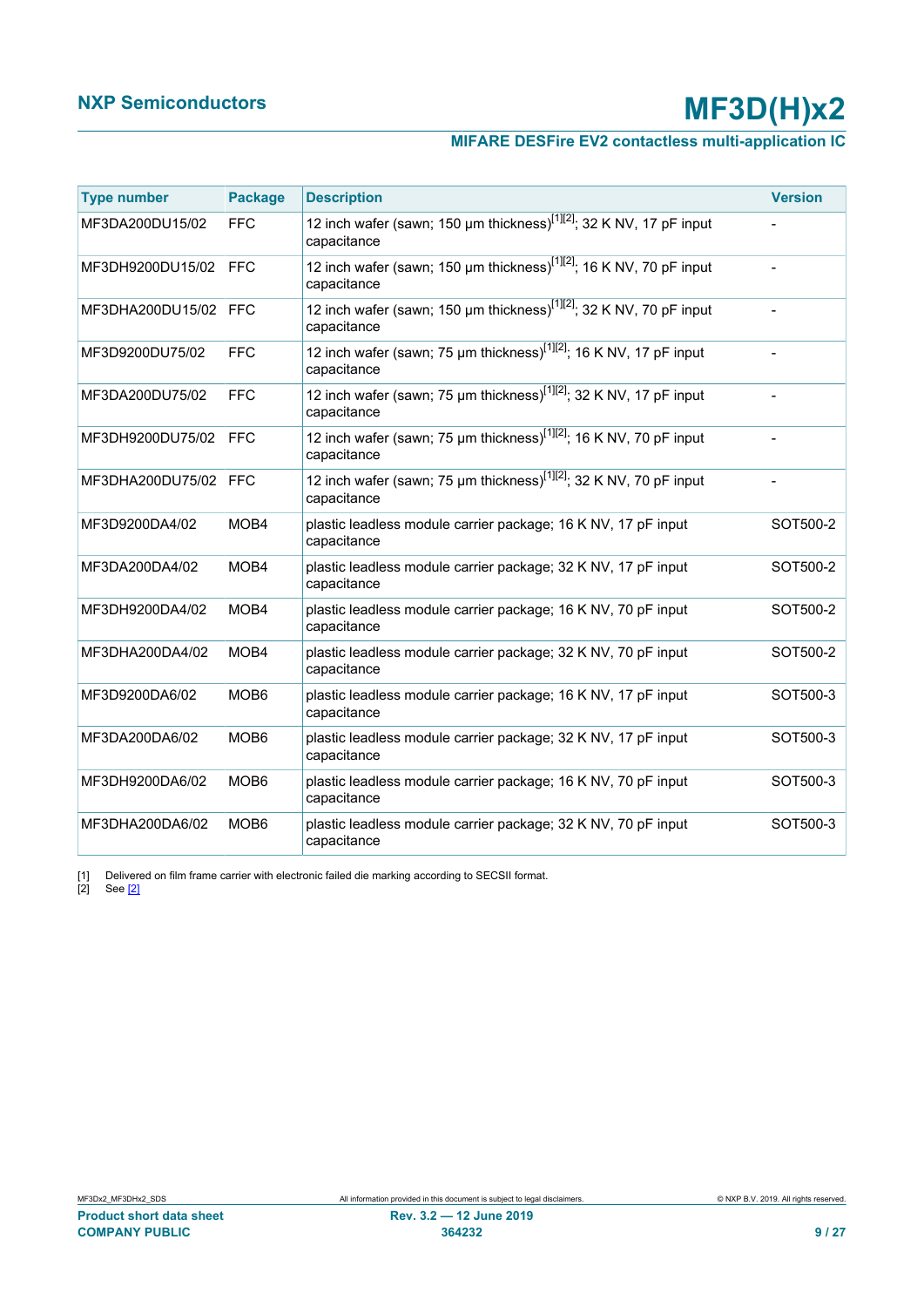| Type number | Package | Description | Version |
|---|---|---|---|
| MF3DA200DU15/02 | FFC | 12 inch wafer (sawn; 150 µm thickness)[1][2]; 32 K NV, 17 pF input capacitance | - |
| MF3DH9200DU15/02 | FFC | 12 inch wafer (sawn; 150 µm thickness)[1][2]; 16 K NV, 70 pF input capacitance | - |
| MF3DHA200DU15/02 | FFC | 12 inch wafer (sawn; 150 µm thickness)[1][2]; 32 K NV, 70 pF input capacitance | - |
| MF3D9200DU75/02 | FFC | 12 inch wafer (sawn; 75 µm thickness)[1][2]; 16 K NV, 17 pF input capacitance | - |
| MF3DA200DU75/02 | FFC | 12 inch wafer (sawn; 75 µm thickness)[1][2]; 32 K NV, 17 pF input capacitance | - |
| MF3DH9200DU75/02 | FFC | 12 inch wafer (sawn; 75 µm thickness)[1][2]; 16 K NV, 70 pF input capacitance | - |
| MF3DHA200DU75/02 | FFC | 12 inch wafer (sawn; 75 µm thickness)[1][2]; 32 K NV, 70 pF input capacitance | - |
| MF3D9200DA4/02 | MOB4 | plastic leadless module carrier package; 16 K NV, 17 pF input capacitance | SOT500-2 |
| MF3DA200DA4/02 | MOB4 | plastic leadless module carrier package; 32 K NV, 17 pF input capacitance | SOT500-2 |
| MF3DH9200DA4/02 | MOB4 | plastic leadless module carrier package; 16 K NV, 70 pF input capacitance | SOT500-2 |
| MF3DHA200DA4/02 | MOB4 | plastic leadless module carrier package; 32 K NV, 70 pF input capacitance | SOT500-2 |
| MF3D9200DA6/02 | MOB6 | plastic leadless module carrier package; 16 K NV, 17 pF input capacitance | SOT500-3 |
| MF3DA200DA6/02 | MOB6 | plastic leadless module carrier package; 32 K NV, 17 pF input capacitance | SOT500-3 |
| MF3DH9200DA6/02 | MOB6 | plastic leadless module carrier package; 16 K NV, 70 pF input capacitance | SOT500-3 |
| MF3DHA200DA6/02 | MOB6 | plastic leadless module carrier package; 32 K NV, 70 pF input capacitance | SOT500-3 |

[1] Delivered on film frame carrier with electronic failed die marking according to SECSII format.

[2] See [2]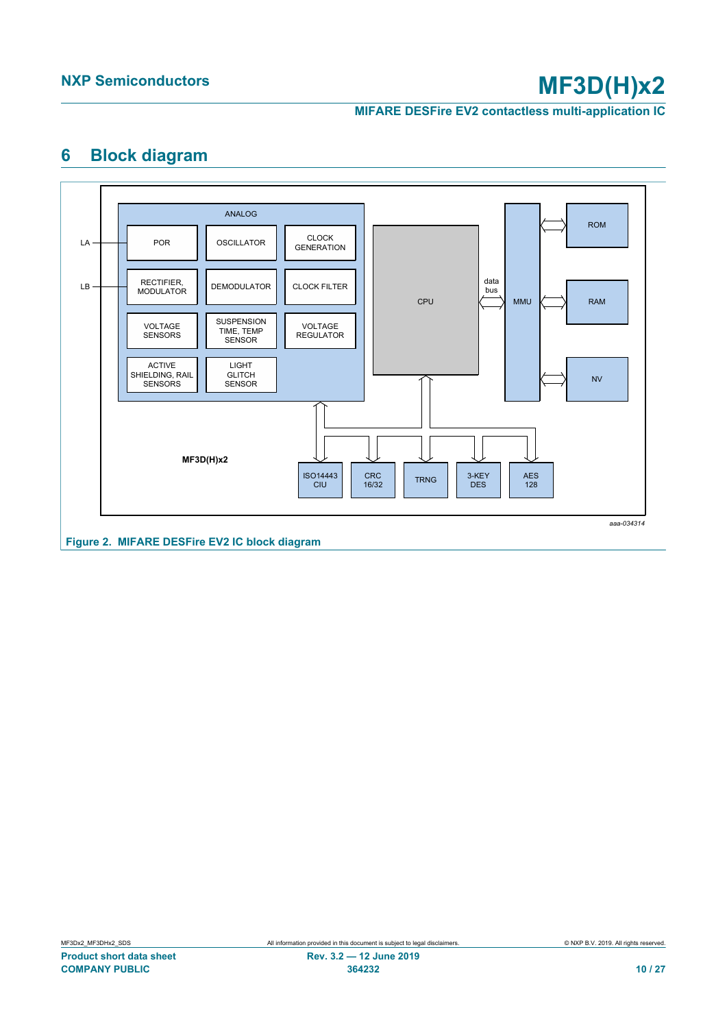# 6 Block diagram

ANALOG

LA — POR | OSCILLATOR | CLOCK GENERATION

LB — RECTIFIER, MODULATOR | DEMODULATOR | CLOCK FILTER

VOLTAGE SENSORS | SUSPENSION TIME, TEMP SENSOR | VOLTAGE REGULATOR

ACTIVE SHIELDING, RAIL SENSORS | LIGHT GLITCH SENSOR

CPU — data bus — MMU — ROM, RAM, NV

MF3D(H)x2

ISO14443 CIU | CRC 16/32 | TRNG | 3-KEY DES | AES 128

aaa-034314

**Figure 2. MIFARE DESFire EV2 IC block diagram**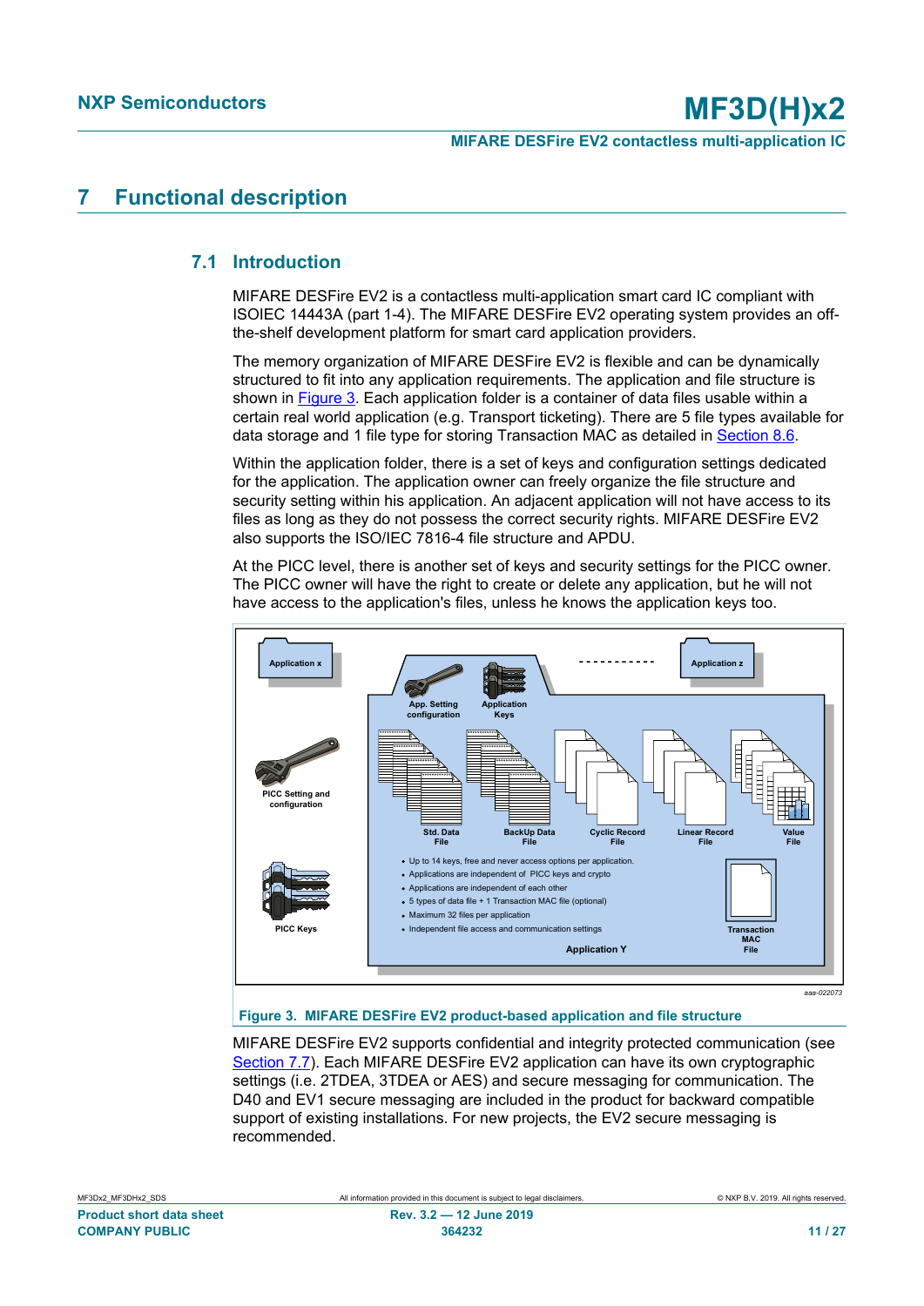# 7 Functional description

## 7.1 Introduction

MIFARE DESFire EV2 is a contactless multi-application smart card IC compliant with ISOIEC 14443A (part 1-4). The MIFARE DESFire EV2 operating system provides an off-the-shelf development platform for smart card application providers.

The memory organization of MIFARE DESFire EV2 is flexible and can be dynamically structured to fit into any application requirements. The application and file structure is shown in Figure 3. Each application folder is a container of data files usable within a certain real world application (e.g. Transport ticketing). There are 5 file types available for data storage and 1 file type for storing Transaction MAC as detailed in Section 8.6.

Within the application folder, there is a set of keys and configuration settings dedicated for the application. The application owner can freely organize the file structure and security setting within his application. An adjacent application will not have access to its files as long as they do not possess the correct security rights. MIFARE DESFire EV2 also supports the ISO/IEC 7816-4 file structure and APDU.

At the PICC level, there is another set of keys and security settings for the PICC owner. The PICC owner will have the right to create or delete any application, but he will not have access to the application's files, unless he knows the application keys too.

Application x

Application z

App. Setting configuration

Application Keys

PICC Setting and configuration

PICC Keys

Std. Data File

BackUp Data File

Cyclic Record File

Linear Record File

Value File

- Up to 14 keys, free and never access options per application.
- Applications are independent of PICC keys and crypto
- Applications are independent of each other
- 5 types of data file + 1 Transaction MAC file (optional)
- Maximum 32 files per application
- Independent file access and communication settings

Transaction MAC File

Application Y

aaa-022073

**Figure 3. MIFARE DESFire EV2 product-based application and file structure**

MIFARE DESFire EV2 supports confidential and integrity protected communication (see Section 7.7). Each MIFARE DESFire EV2 application can have its own cryptographic settings (i.e. 2TDEA, 3TDEA or AES) and secure messaging for communication. The D40 and EV1 secure messaging are included in the product for backward compatible support of existing installations. For new projects, the EV2 secure messaging is recommended.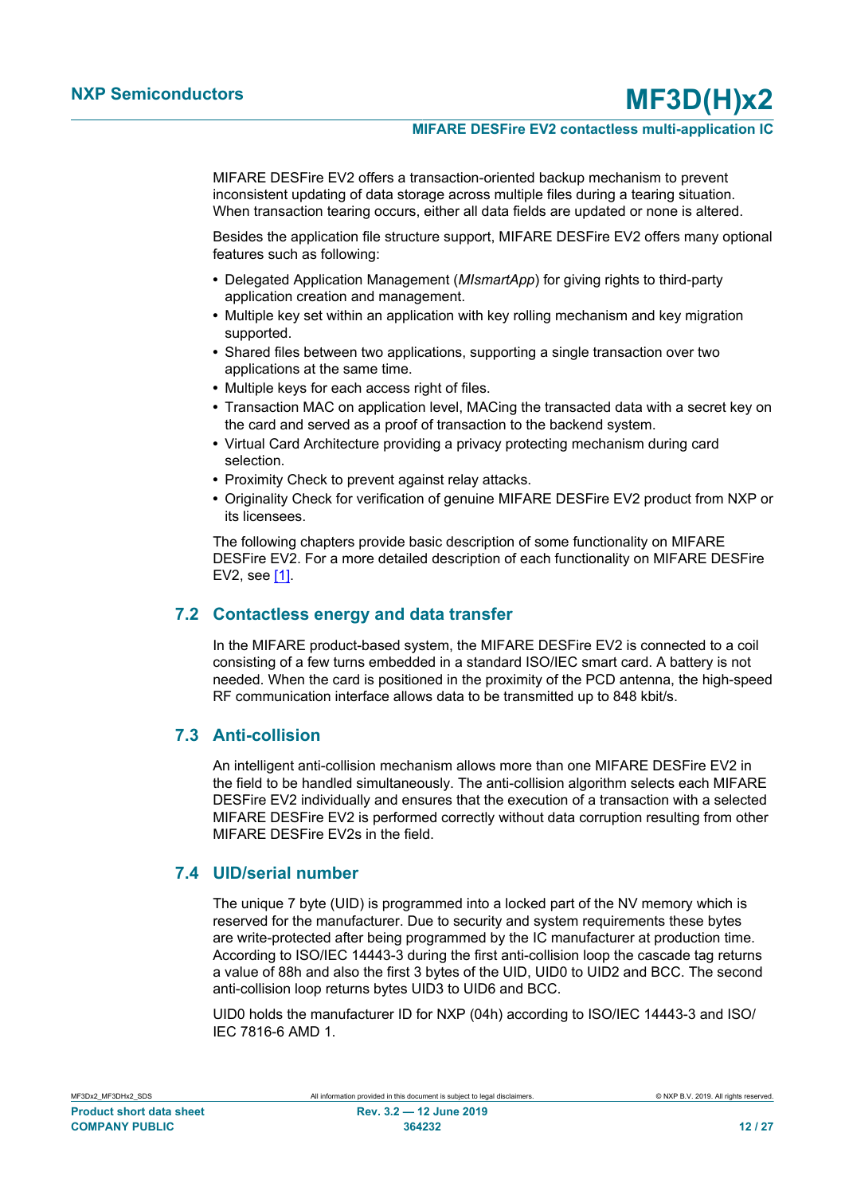MIFARE DESFire EV2 offers a transaction-oriented backup mechanism to prevent inconsistent updating of data storage across multiple files during a tearing situation. When transaction tearing occurs, either all data fields are updated or none is altered.

Besides the application file structure support, MIFARE DESFire EV2 offers many optional features such as following:

- Delegated Application Management (*MIsmartApp*) for giving rights to third-party application creation and management.
- Multiple key set within an application with key rolling mechanism and key migration supported.
- Shared files between two applications, supporting a single transaction over two applications at the same time.
- Multiple keys for each access right of files.
- Transaction MAC on application level, MACing the transacted data with a secret key on the card and served as a proof of transaction to the backend system.
- Virtual Card Architecture providing a privacy protecting mechanism during card selection.
- Proximity Check to prevent against relay attacks.
- Originality Check for verification of genuine MIFARE DESFire EV2 product from NXP or its licensees.

The following chapters provide basic description of some functionality on MIFARE DESFire EV2. For a more detailed description of each functionality on MIFARE DESFire EV2, see [1].

## 7.2 Contactless energy and data transfer

In the MIFARE product-based system, the MIFARE DESFire EV2 is connected to a coil consisting of a few turns embedded in a standard ISO/IEC smart card. A battery is not needed. When the card is positioned in the proximity of the PCD antenna, the high-speed RF communication interface allows data to be transmitted up to 848 kbit/s.

## 7.3 Anti-collision

An intelligent anti-collision mechanism allows more than one MIFARE DESFire EV2 in the field to be handled simultaneously. The anti-collision algorithm selects each MIFARE DESFire EV2 individually and ensures that the execution of a transaction with a selected MIFARE DESFire EV2 is performed correctly without data corruption resulting from other MIFARE DESFire EV2s in the field.

## 7.4 UID/serial number

The unique 7 byte (UID) is programmed into a locked part of the NV memory which is reserved for the manufacturer. Due to security and system requirements these bytes are write-protected after being programmed by the IC manufacturer at production time. According to ISO/IEC 14443-3 during the first anti-collision loop the cascade tag returns a value of 88h and also the first 3 bytes of the UID, UID0 to UID2 and BCC. The second anti-collision loop returns bytes UID3 to UID6 and BCC.

UID0 holds the manufacturer ID for NXP (04h) according to ISO/IEC 14443-3 and ISO/IEC 7816-6 AMD 1.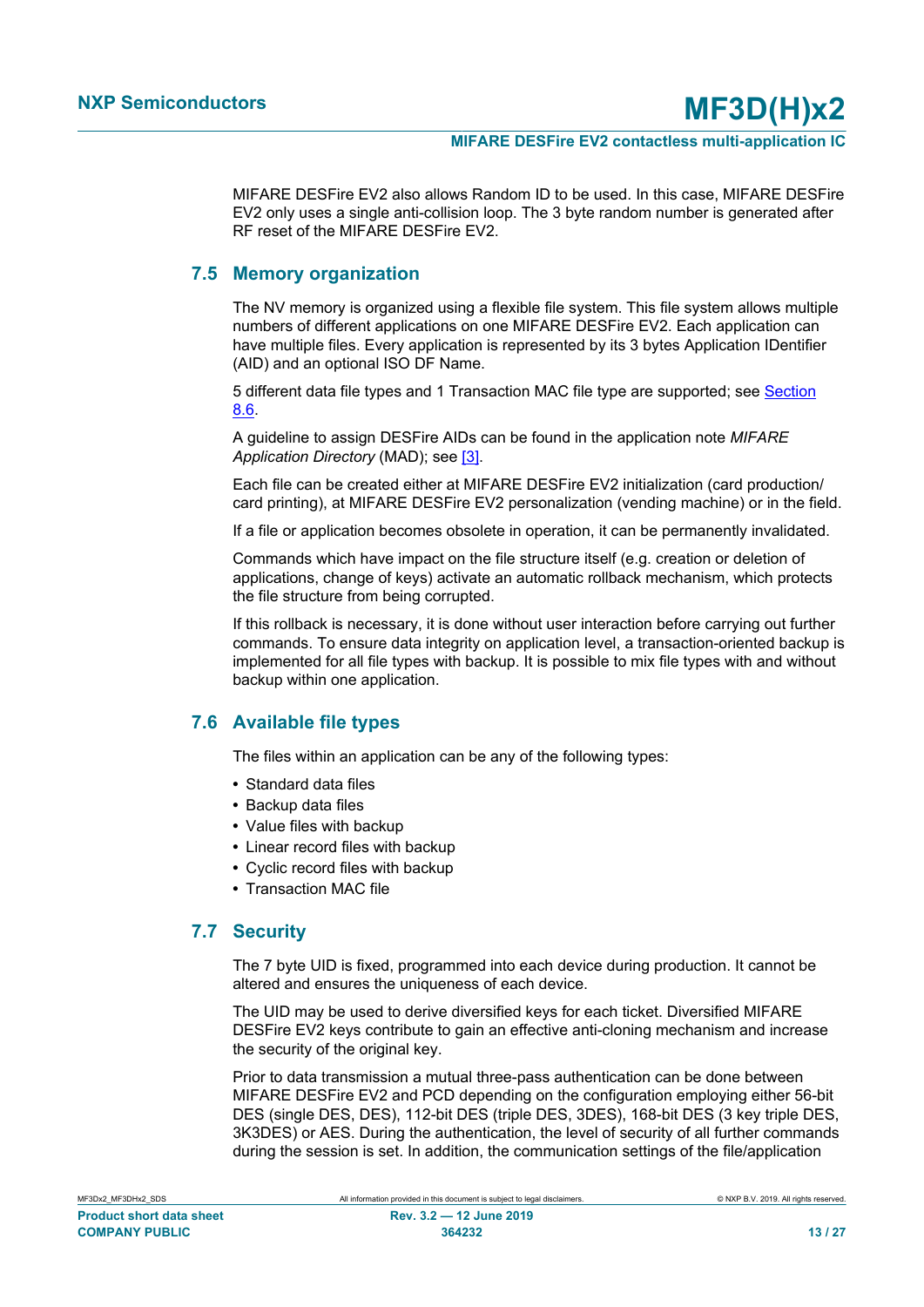MIFARE DESFire EV2 also allows Random ID to be used. In this case, MIFARE DESFire EV2 only uses a single anti-collision loop. The 3 byte random number is generated after RF reset of the MIFARE DESFire EV2.

## 7.5 Memory organization

The NV memory is organized using a flexible file system. This file system allows multiple numbers of different applications on one MIFARE DESFire EV2. Each application can have multiple files. Every application is represented by its 3 bytes Application IDentifier (AID) and an optional ISO DF Name.

5 different data file types and 1 Transaction MAC file type are supported; see Section 8.6.

A guideline to assign DESFire AIDs can be found in the application note *MIFARE Application Directory* (MAD); see [3].

Each file can be created either at MIFARE DESFire EV2 initialization (card production/ card printing), at MIFARE DESFire EV2 personalization (vending machine) or in the field.

If a file or application becomes obsolete in operation, it can be permanently invalidated.

Commands which have impact on the file structure itself (e.g. creation or deletion of applications, change of keys) activate an automatic rollback mechanism, which protects the file structure from being corrupted.

If this rollback is necessary, it is done without user interaction before carrying out further commands. To ensure data integrity on application level, a transaction-oriented backup is implemented for all file types with backup. It is possible to mix file types with and without backup within one application.

## 7.6 Available file types

The files within an application can be any of the following types:

- Standard data files
- Backup data files
- Value files with backup
- Linear record files with backup
- Cyclic record files with backup
- Transaction MAC file

## 7.7 Security

The 7 byte UID is fixed, programmed into each device during production. It cannot be altered and ensures the uniqueness of each device.

The UID may be used to derive diversified keys for each ticket. Diversified MIFARE DESFire EV2 keys contribute to gain an effective anti-cloning mechanism and increase the security of the original key.

Prior to data transmission a mutual three-pass authentication can be done between MIFARE DESFire EV2 and PCD depending on the configuration employing either 56-bit DES (single DES, DES), 112-bit DES (triple DES, 3DES), 168-bit DES (3 key triple DES, 3K3DES) or AES. During the authentication, the level of security of all further commands during the session is set. In addition, the communication settings of the file/application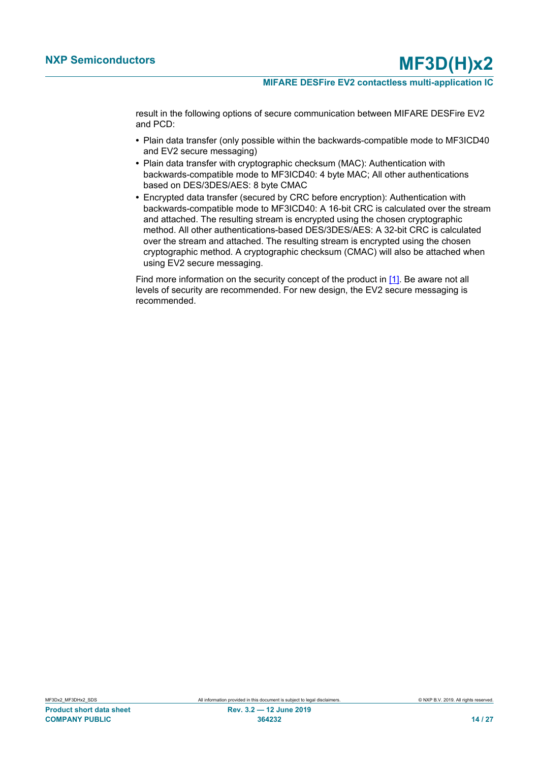result in the following options of secure communication between MIFARE DESFire EV2 and PCD:

- Plain data transfer (only possible within the backwards-compatible mode to MF3ICD40 and EV2 secure messaging)
- Plain data transfer with cryptographic checksum (MAC): Authentication with backwards-compatible mode to MF3ICD40: 4 byte MAC; All other authentications based on DES/3DES/AES: 8 byte CMAC
- Encrypted data transfer (secured by CRC before encryption): Authentication with backwards-compatible mode to MF3ICD40: A 16-bit CRC is calculated over the stream and attached. The resulting stream is encrypted using the chosen cryptographic method. All other authentications-based DES/3DES/AES: A 32-bit CRC is calculated over the stream and attached. The resulting stream is encrypted using the chosen cryptographic method. A cryptographic checksum (CMAC) will also be attached when using EV2 secure messaging.

Find more information on the security concept of the product in [1]. Be aware not all levels of security are recommended. For new design, the EV2 secure messaging is recommended.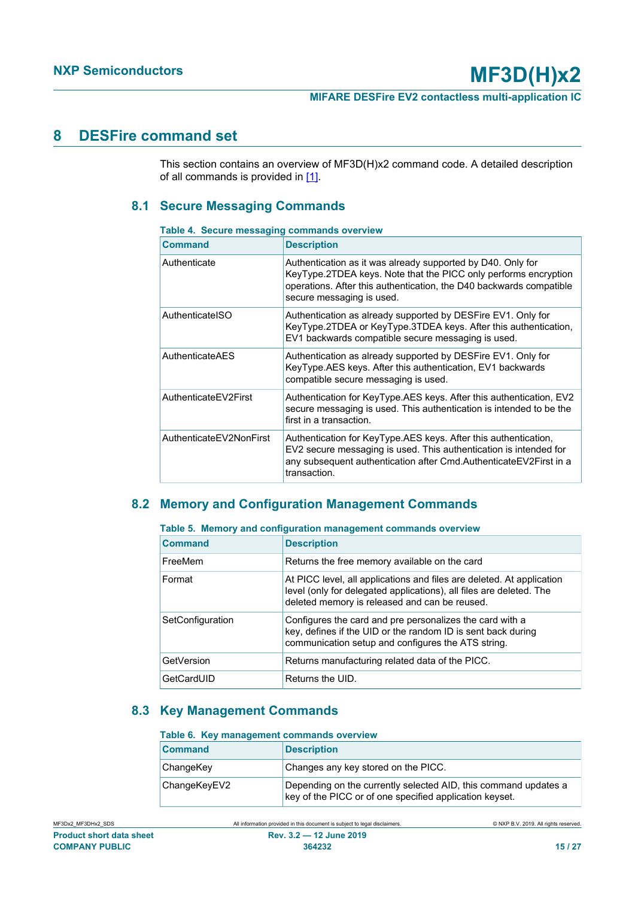# 8 DESFire command set

This section contains an overview of MF3D(H)x2 command code. A detailed description of all commands is provided in [1].

## 8.1 Secure Messaging Commands

**Table 4. Secure messaging commands overview**

| Command | Description |
|---|---|
| Authenticate | Authentication as it was already supported by D40. Only for KeyType.2TDEA keys. Note that the PICC only performs encryption operations. After this authentication, the D40 backwards compatible secure messaging is used. |
| AuthenticateISO | Authentication as already supported by DESFire EV1. Only for KeyType.2TDEA or KeyType.3TDEA keys. After this authentication, EV1 backwards compatible secure messaging is used. |
| AuthenticateAES | Authentication as already supported by DESFire EV1. Only for KeyType.AES keys. After this authentication, EV1 backwards compatible secure messaging is used. |
| AuthenticateEV2First | Authentication for KeyType.AES keys. After this authentication, EV2 secure messaging is used. This authentication is intended to be the first in a transaction. |
| AuthenticateEV2NonFirst | Authentication for KeyType.AES keys. After this authentication, EV2 secure messaging is used. This authentication is intended for any subsequent authentication after Cmd.AuthenticateEV2First in a transaction. |

## 8.2 Memory and Configuration Management Commands

**Table 5. Memory and configuration management commands overview**

| Command | Description |
|---|---|
| FreeMem | Returns the free memory available on the card |
| Format | At PICC level, all applications and files are deleted. At application level (only for delegated applications), all files are deleted. The deleted memory is released and can be reused. |
| SetConfiguration | Configures the card and pre personalizes the card with a key, defines if the UID or the random ID is sent back during communication setup and configures the ATS string. |
| GetVersion | Returns manufacturing related data of the PICC. |
| GetCardUID | Returns the UID. |

## 8.3 Key Management Commands

**Table 6. Key management commands overview**

| Command | Description |
|---|---|
| ChangeKey | Changes any key stored on the PICC. |
| ChangeKeyEV2 | Depending on the currently selected AID, this command updates a key of the PICC or of one specified application keyset. |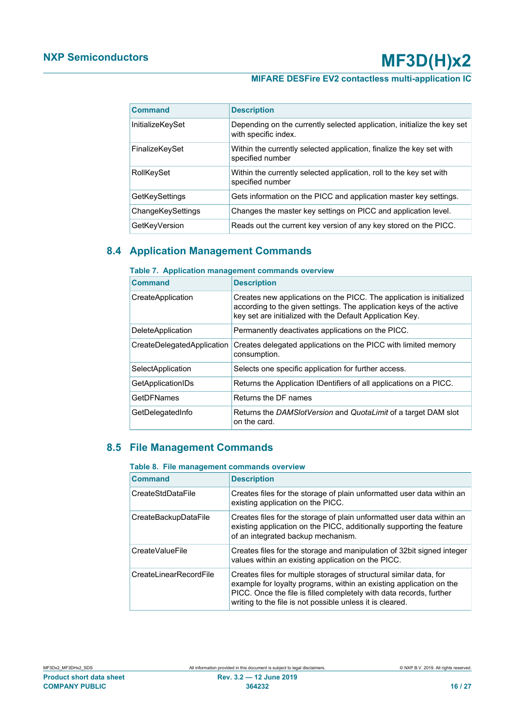| Command | Description |
| --- | --- |
| InitializeKeySet | Depending on the currently selected application, initialize the key set with specific index. |
| FinalizeKeySet | Within the currently selected application, finalize the key set with specified number |
| RollKeySet | Within the currently selected application, roll to the key set with specified number |
| GetKeySettings | Gets information on the PICC and application master key settings. |
| ChangeKeySettings | Changes the master key settings on PICC and application level. |
| GetKeyVersion | Reads out the current key version of any key stored on the PICC. |

## 8.4 Application Management Commands

**Table 7. Application management commands overview**

| Command | Description |
| --- | --- |
| CreateApplication | Creates new applications on the PICC. The application is initialized according to the given settings. The application keys of the active key set are initialized with the Default Application Key. |
| DeleteApplication | Permanently deactivates applications on the PICC. |
| CreateDelegatedApplication | Creates delegated applications on the PICC with limited memory consumption. |
| SelectApplication | Selects one specific application for further access. |
| GetApplicationIDs | Returns the Application IDentifiers of all applications on a PICC. |
| GetDFNames | Returns the DF names |
| GetDelegatedInfo | Returns the *DAMSlotVersion* and *QuotaLimit* of a target DAM slot on the card. |

## 8.5 File Management Commands

**Table 8. File management commands overview**

| Command | Description |
| --- | --- |
| CreateStdDataFile | Creates files for the storage of plain unformatted user data within an existing application on the PICC. |
| CreateBackupDataFile | Creates files for the storage of plain unformatted user data within an existing application on the PICC, additionally supporting the feature of an integrated backup mechanism. |
| CreateValueFile | Creates files for the storage and manipulation of 32bit signed integer values within an existing application on the PICC. |
| CreateLinearRecordFile | Creates files for multiple storages of structural similar data, for example for loyalty programs, within an existing application on the PICC. Once the file is filled completely with data records, further writing to the file is not possible unless it is cleared. |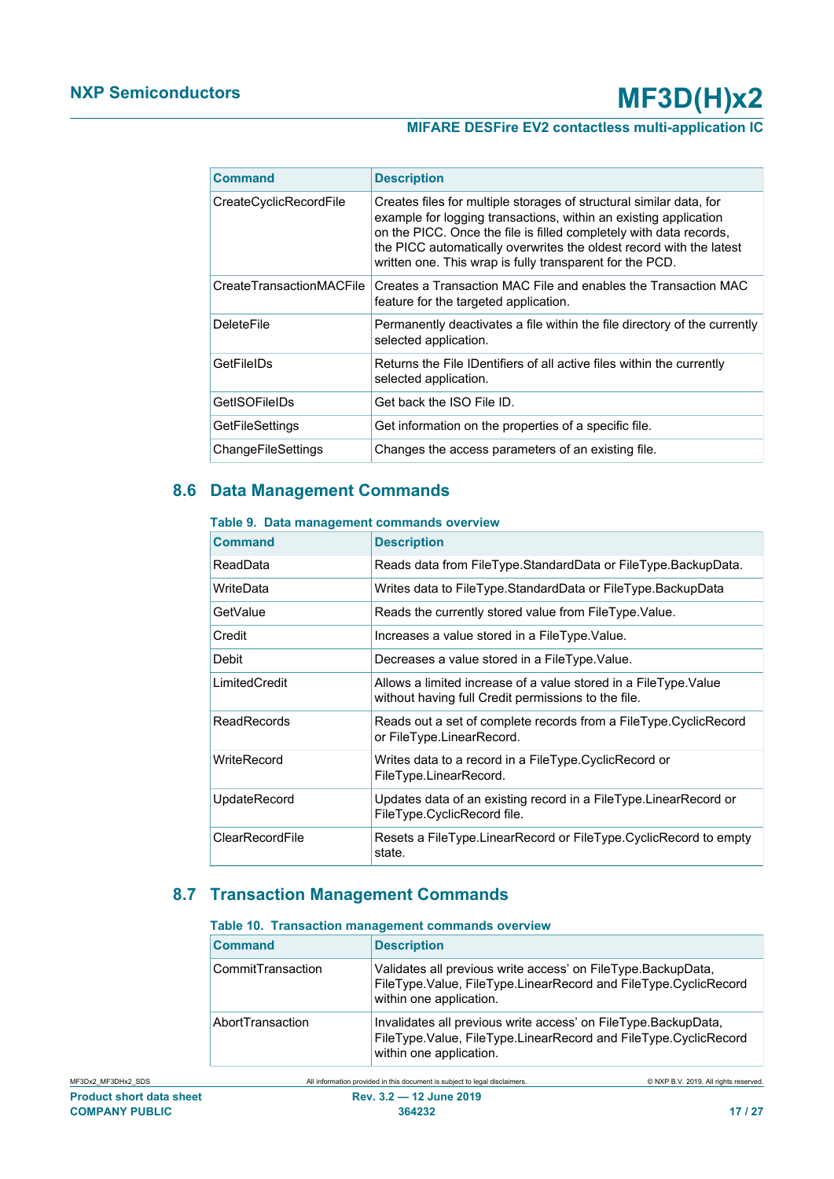| Command | Description |
|---|---|
| CreateCyclicRecordFile | Creates files for multiple storages of structural similar data, for example for logging transactions, within an existing application on the PICC. Once the file is filled completely with data records, the PICC automatically overwrites the oldest record with the latest written one. This wrap is fully transparent for the PCD. |
| CreateTransactionMACFile | Creates a Transaction MAC File and enables the Transaction MAC feature for the targeted application. |
| DeleteFile | Permanently deactivates a file within the file directory of the currently selected application. |
| GetFileIDs | Returns the File IDentifiers of all active files within the currently selected application. |
| GetISOFileIDs | Get back the ISO File ID. |
| GetFileSettings | Get information on the properties of a specific file. |
| ChangeFileSettings | Changes the access parameters of an existing file. |

## 8.6 Data Management Commands

**Table 9. Data management commands overview**

| Command | Description |
|---|---|
| ReadData | Reads data from FileType.StandardData or FileType.BackupData. |
| WriteData | Writes data to FileType.StandardData or FileType.BackupData |
| GetValue | Reads the currently stored value from FileType.Value. |
| Credit | Increases a value stored in a FileType.Value. |
| Debit | Decreases a value stored in a FileType.Value. |
| LimitedCredit | Allows a limited increase of a value stored in a FileType.Value without having full Credit permissions to the file. |
| ReadRecords | Reads out a set of complete records from a FileType.CyclicRecord or FileType.LinearRecord. |
| WriteRecord | Writes data to a record in a FileType.CyclicRecord or FileType.LinearRecord. |
| UpdateRecord | Updates data of an existing record in a FileType.LinearRecord or FileType.CyclicRecord file. |
| ClearRecordFile | Resets a FileType.LinearRecord or FileType.CyclicRecord to empty state. |

## 8.7 Transaction Management Commands

**Table 10. Transaction management commands overview**

| Command | Description |
|---|---|
| CommitTransaction | Validates all previous write access' on FileType.BackupData, FileType.Value, FileType.LinearRecord and FileType.CyclicRecord within one application. |
| AbortTransaction | Invalidates all previous write access' on FileType.BackupData, FileType.Value, FileType.LinearRecord and FileType.CyclicRecord within one application. |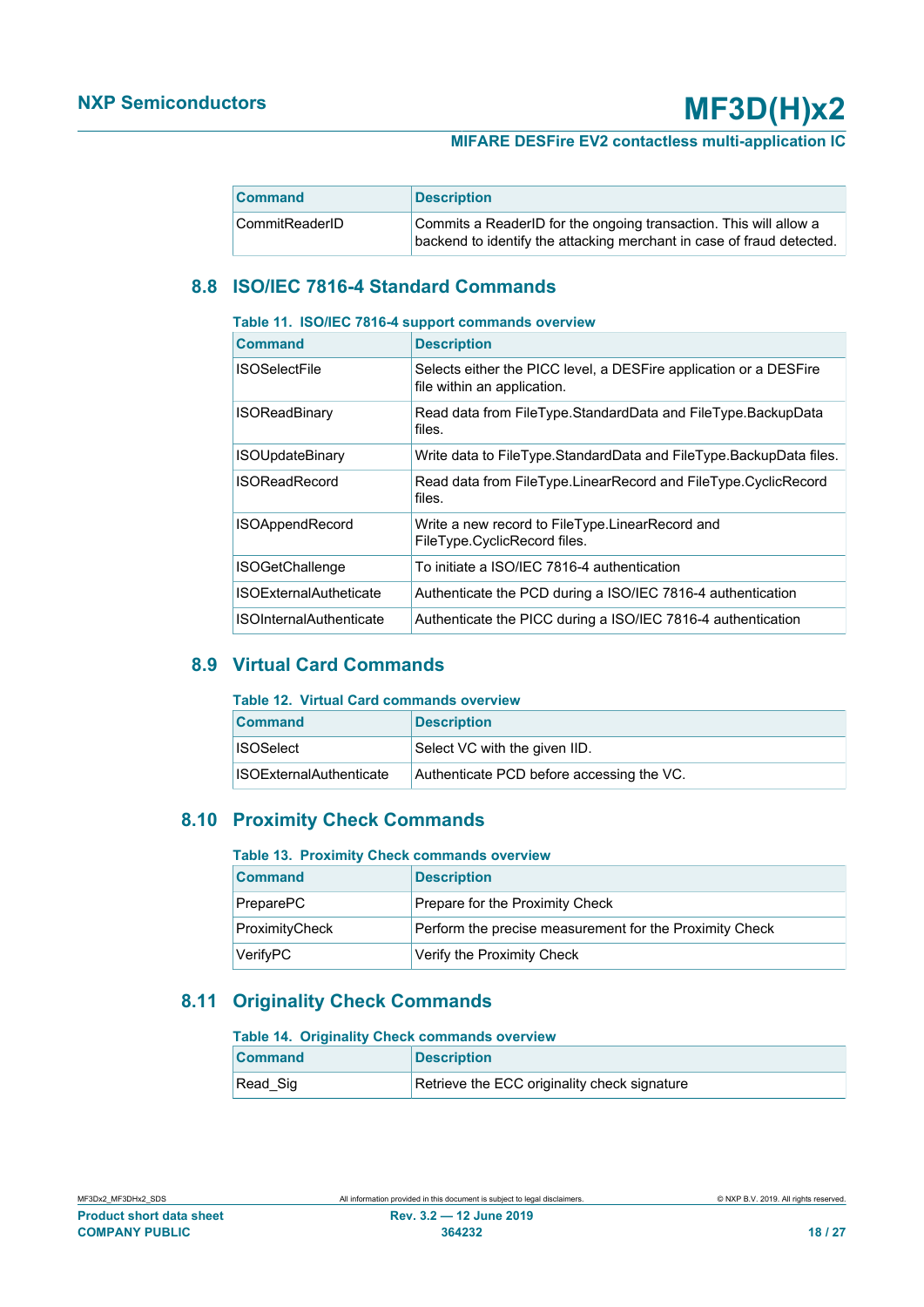| Command | Description |
| --- | --- |
| CommitReaderID | Commits a ReaderID for the ongoing transaction. This will allow a backend to identify the attacking merchant in case of fraud detected. |

## 8.8 ISO/IEC 7816-4 Standard Commands

**Table 11. ISO/IEC 7816-4 support commands overview**

| Command | Description |
| --- | --- |
| ISOSelectFile | Selects either the PICC level, a DESFire application or a DESFire file within an application. |
| ISOReadBinary | Read data from FileType.StandardData and FileType.BackupData files. |
| ISOUpdateBinary | Write data to FileType.StandardData and FileType.BackupData files. |
| ISOReadRecord | Read data from FileType.LinearRecord and FileType.CyclicRecord files. |
| ISOAppendRecord | Write a new record to FileType.LinearRecord and FileType.CyclicRecord files. |
| ISOGetChallenge | To initiate a ISO/IEC 7816-4 authentication |
| ISOExternalAutheticate | Authenticate the PCD during a ISO/IEC 7816-4 authentication |
| ISOInternalAuthenticate | Authenticate the PICC during a ISO/IEC 7816-4 authentication |

## 8.9 Virtual Card Commands

**Table 12. Virtual Card commands overview**

| Command | Description |
| --- | --- |
| ISOSelect | Select VC with the given IID. |
| ISOExternalAuthenticate | Authenticate PCD before accessing the VC. |

## 8.10 Proximity Check Commands

**Table 13. Proximity Check commands overview**

| Command | Description |
| --- | --- |
| PreparePC | Prepare for the Proximity Check |
| ProximityCheck | Perform the precise measurement for the Proximity Check |
| VerifyPC | Verify the Proximity Check |

## 8.11 Originality Check Commands

**Table 14. Originality Check commands overview**

| Command | Description |
| --- | --- |
| Read_Sig | Retrieve the ECC originality check signature |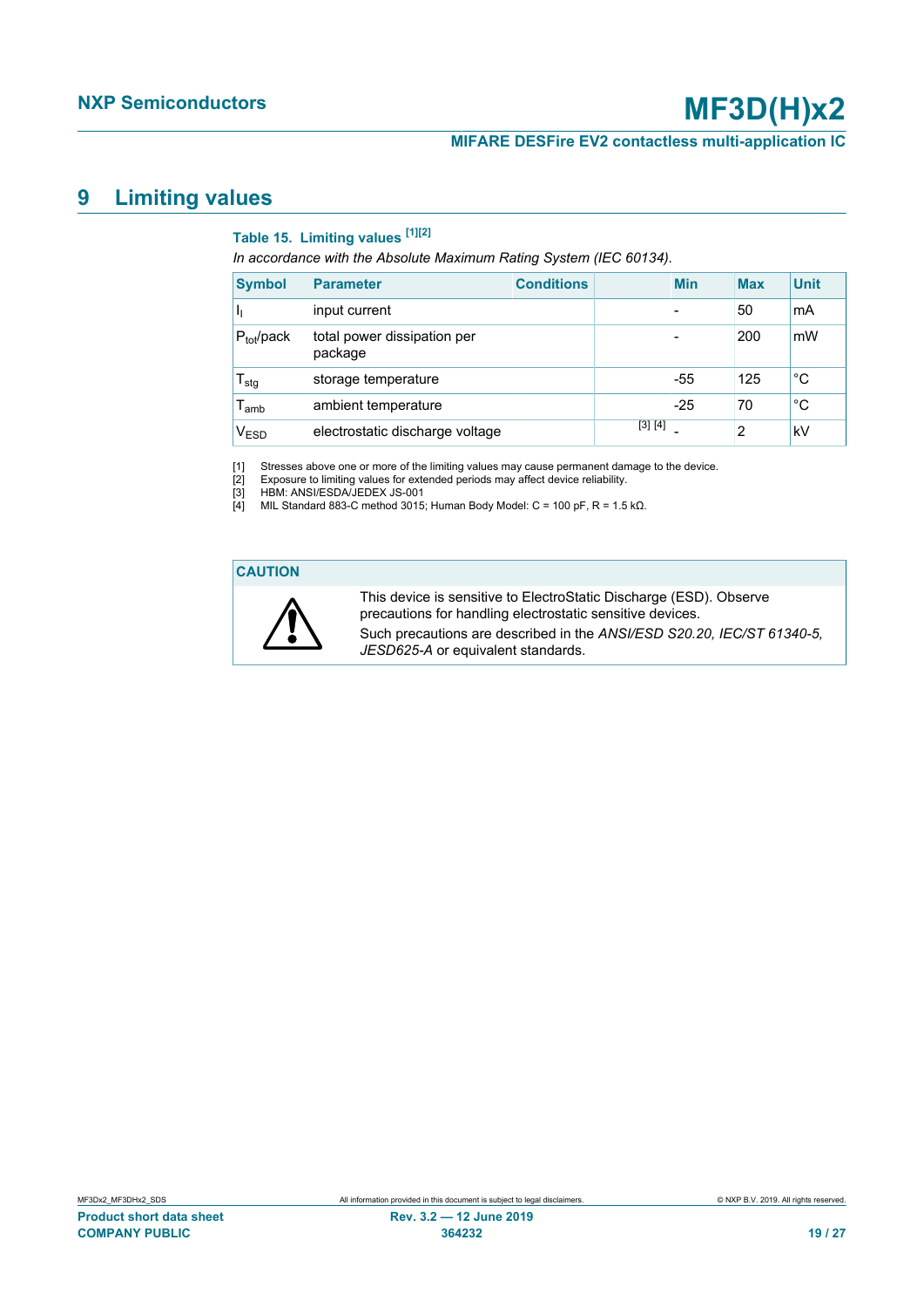# 9 Limiting values

**Table 15. Limiting values [1][2]**

*In accordance with the Absolute Maximum Rating System (IEC 60134).*

| Symbol | Parameter | Conditions | Min | Max | Unit |
|---|---|---|---|---|---|
| $I_I$ | input current | | - | 50 | mA |
| $P_{tot}$/pack | total power dissipation per package | | - | 200 | mW |
| $T_{stg}$ | storage temperature | | -55 | 125 | °C |
| $T_{amb}$ | ambient temperature | | -25 | 70 | °C |
| $V_{ESD}$ | electrostatic discharge voltage | [3] [4] | - | 2 | kV |

[1] Stresses above one or more of the limiting values may cause permanent damage to the device.
[2] Exposure to limiting values for extended periods may affect device reliability.
[3] HBM: ANSI/ESDA/JEDEX JS-001
[4] MIL Standard 883-C method 3015; Human Body Model: C = 100 pF, R = 1.5 kΩ.

**CAUTION**

This device is sensitive to ElectroStatic Discharge (ESD). Observe precautions for handling electrostatic sensitive devices.
Such precautions are described in the *ANSI/ESD S20.20, IEC/ST 61340-5, JESD625-A* or equivalent standards.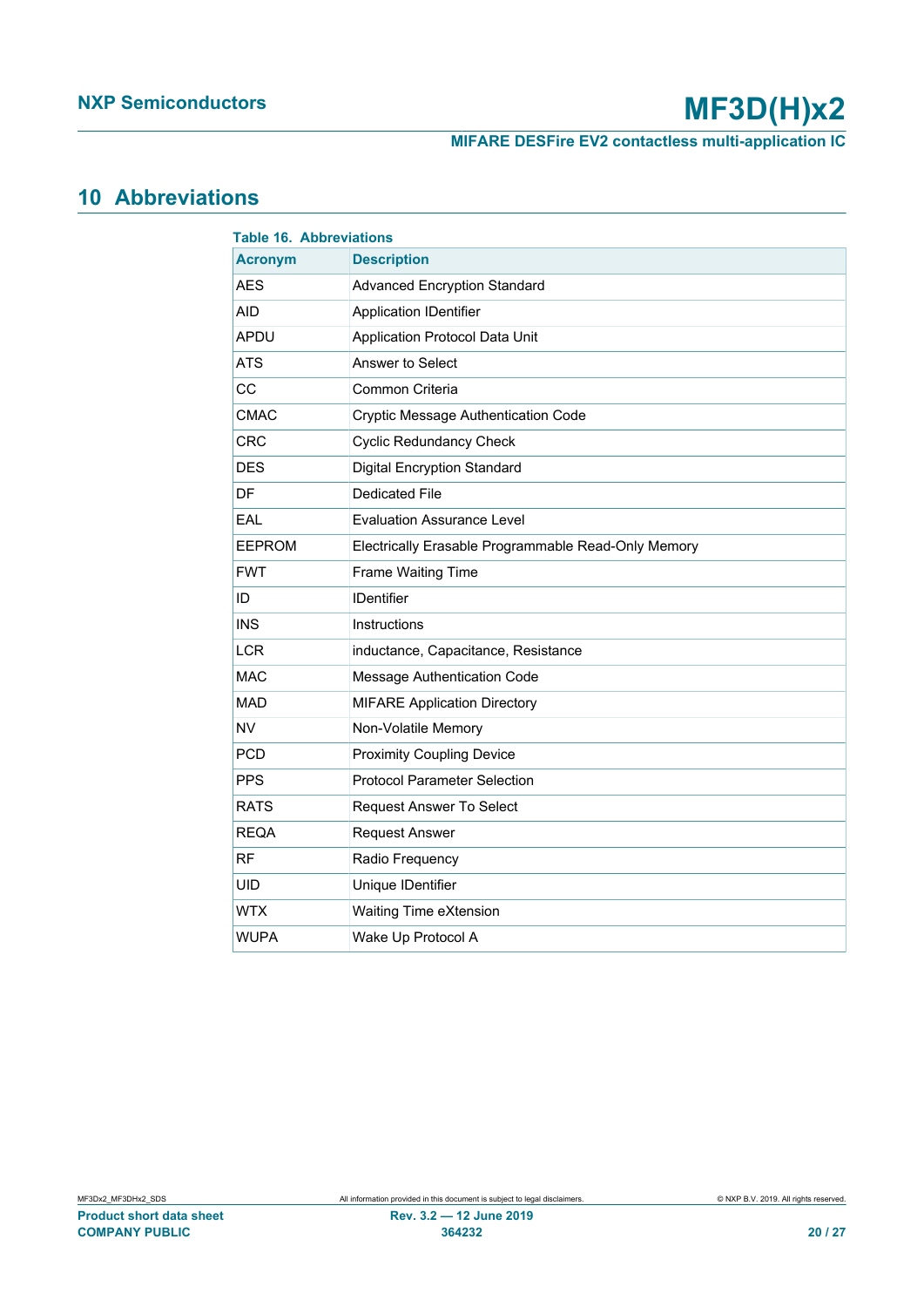## 10 Abbreviations

**Table 16. Abbreviations**

| Acronym | Description |
|---|---|
| AES | Advanced Encryption Standard |
| AID | Application IDentifier |
| APDU | Application Protocol Data Unit |
| ATS | Answer to Select |
| CC | Common Criteria |
| CMAC | Cryptic Message Authentication Code |
| CRC | Cyclic Redundancy Check |
| DES | Digital Encryption Standard |
| DF | Dedicated File |
| EAL | Evaluation Assurance Level |
| EEPROM | Electrically Erasable Programmable Read-Only Memory |
| FWT | Frame Waiting Time |
| ID | IDentifier |
| INS | Instructions |
| LCR | inductance, Capacitance, Resistance |
| MAC | Message Authentication Code |
| MAD | MIFARE Application Directory |
| NV | Non-Volatile Memory |
| PCD | Proximity Coupling Device |
| PPS | Protocol Parameter Selection |
| RATS | Request Answer To Select |
| REQA | Request Answer |
| RF | Radio Frequency |
| UID | Unique IDentifier |
| WTX | Waiting Time eXtension |
| WUPA | Wake Up Protocol A |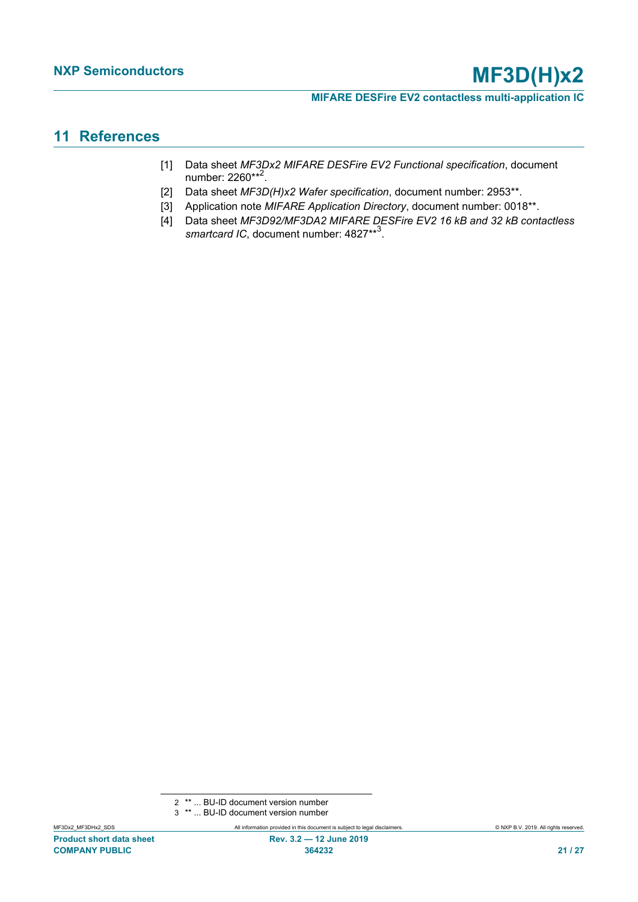# 11 References

[1] Data sheet *MF3Dx2 MIFARE DESFire EV2 Functional specification*, document number: 2260**[2].

[2] Data sheet *MF3D(H)x2 Wafer specification*, document number: 2953**.

[3] Application note *MIFARE Application Directory*, document number: 0018**.

[4] Data sheet *MF3D92/MF3DA2 MIFARE DESFire EV2 16 kB and 32 kB contactless smartcard IC*, document number: 4827**[3].

---

2 ** ... BU-ID document version number

3 ** ... BU-ID document version number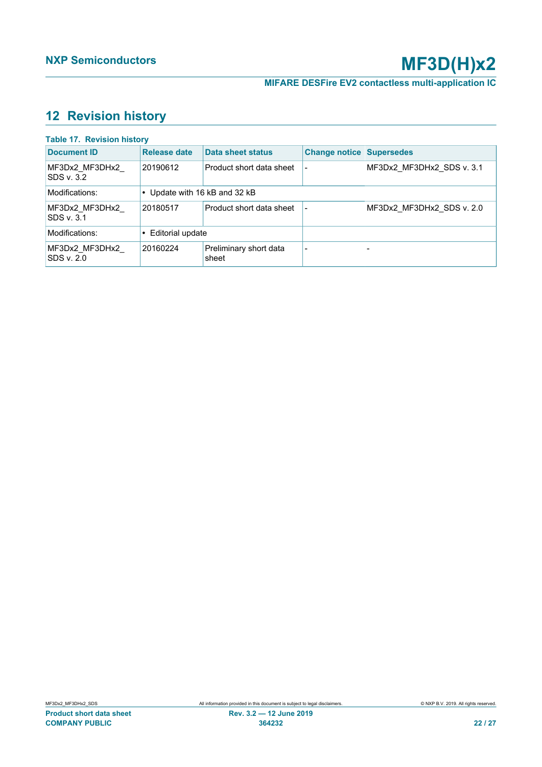## 12 Revision history

**Table 17. Revision history**

| Document ID | Release date | Data sheet status | Change notice | Supersedes |
|---|---|---|---|---|
| MF3Dx2_MF3DHx2_SDS v. 3.2 | 20190612 | Product short data sheet | - | MF3Dx2_MF3DHx2_SDS v. 3.1 |
| Modifications: | • Update with 16 kB and 32 kB | | | |
| MF3Dx2_MF3DHx2_SDS v. 3.1 | 20180517 | Product short data sheet | - | MF3Dx2_MF3DHx2_SDS v. 2.0 |
| Modifications: | • Editorial update | | | |
| MF3Dx2_MF3DHx2_SDS v. 2.0 | 20160224 | Preliminary short data sheet | - | - |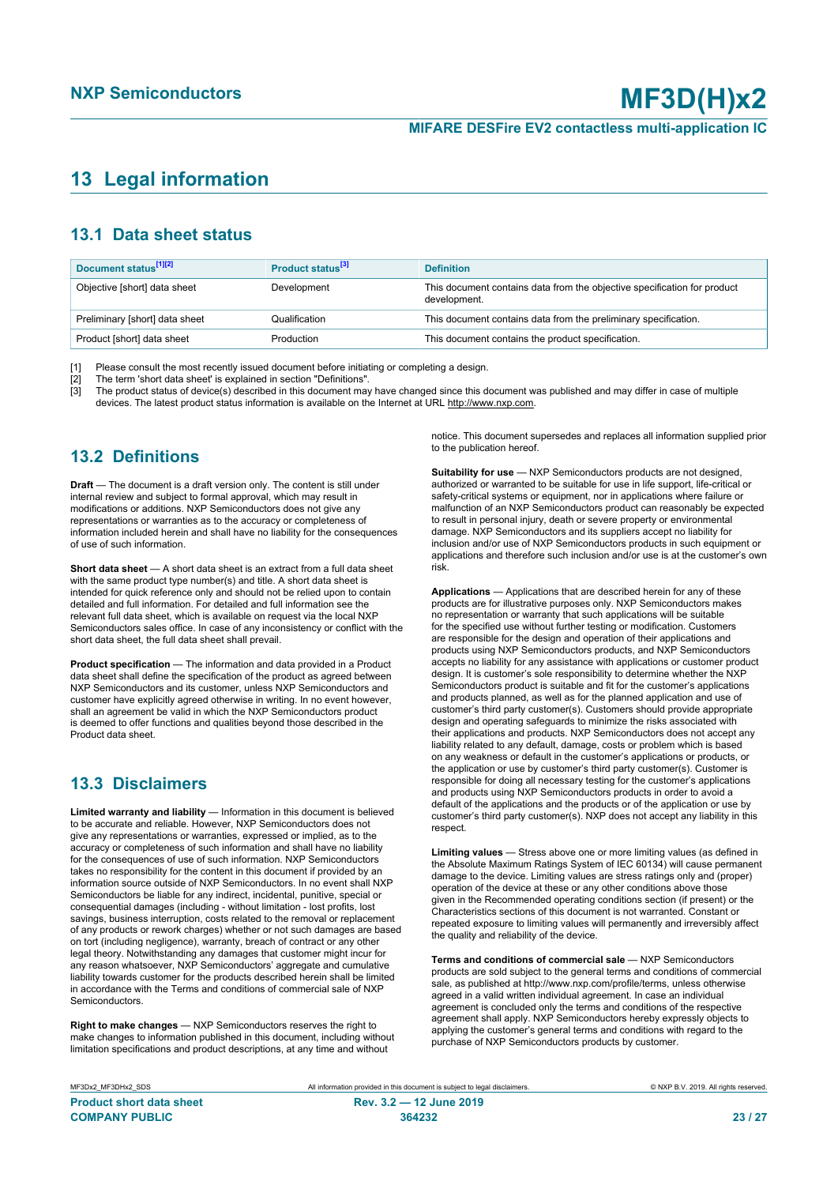# 13 Legal information

## 13.1 Data sheet status

| Document status[1][2] | Product status[3] | Definition |
|---|---|---|
| Objective [short] data sheet | Development | This document contains data from the objective specification for product development. |
| Preliminary [short] data sheet | Qualification | This document contains data from the preliminary specification. |
| Product [short] data sheet | Production | This document contains the product specification. |

[1] Please consult the most recently issued document before initiating or completing a design.

[2] The term 'short data sheet' is explained in section "Definitions".

[3] The product status of device(s) described in this document may have changed since this document was published and may differ in case of multiple devices. The latest product status information is available on the Internet at URL http://www.nxp.com.

## 13.2 Definitions

**Draft** — The document is a draft version only. The content is still under internal review and subject to formal approval, which may result in modifications or additions. NXP Semiconductors does not give any representations or warranties as to the accuracy or completeness of information included herein and shall have no liability for the consequences of use of such information.

**Short data sheet** — A short data sheet is an extract from a full data sheet with the same product type number(s) and title. A short data sheet is intended for quick reference only and should not be relied upon to contain detailed and full information. For detailed and full information see the relevant full data sheet, which is available on request via the local NXP Semiconductors sales office. In case of any inconsistency or conflict with the short data sheet, the full data sheet shall prevail.

**Product specification** — The information and data provided in a Product data sheet shall define the specification of the product as agreed between NXP Semiconductors and its customer, unless NXP Semiconductors and customer have explicitly agreed otherwise in writing. In no event however, shall an agreement be valid in which the NXP Semiconductors product is deemed to offer functions and qualities beyond those described in the Product data sheet.

## 13.3 Disclaimers

**Limited warranty and liability** — Information in this document is believed to be accurate and reliable. However, NXP Semiconductors does not give any representations or warranties, expressed or implied, as to the accuracy or completeness of such information and shall have no liability for the consequences of use of such information. NXP Semiconductors takes no responsibility for the content in this document if provided by an information source outside of NXP Semiconductors. In no event shall NXP Semiconductors be liable for any indirect, incidental, punitive, special or consequential damages (including - without limitation - lost profits, lost savings, business interruption, costs related to the removal or replacement of any products or rework charges) whether or not such damages are based on tort (including negligence), warranty, breach of contract or any other legal theory. Notwithstanding any damages that customer might incur for any reason whatsoever, NXP Semiconductors' aggregate and cumulative liability towards customer for the products described herein shall be limited in accordance with the Terms and conditions of commercial sale of NXP Semiconductors.

**Right to make changes** — NXP Semiconductors reserves the right to make changes to information published in this document, including without limitation specifications and product descriptions, at any time and without notice. This document supersedes and replaces all information supplied prior to the publication hereof.

**Suitability for use** — NXP Semiconductors products are not designed, authorized or warranted to be suitable for use in life support, life-critical or safety-critical systems or equipment, nor in applications where failure or malfunction of an NXP Semiconductors product can reasonably be expected to result in personal injury, death or severe property or environmental damage. NXP Semiconductors and its suppliers accept no liability for inclusion and/or use of NXP Semiconductors products in such equipment or applications and therefore such inclusion and/or use is at the customer's own risk.

**Applications** — Applications that are described herein for any of these products are for illustrative purposes only. NXP Semiconductors makes no representation or warranty that such applications will be suitable for the specified use without further testing or modification. Customers are responsible for the design and operation of their applications and products using NXP Semiconductors products, and NXP Semiconductors accepts no liability for any assistance with applications or customer product design. It is customer's sole responsibility to determine whether the NXP Semiconductors product is suitable and fit for the customer's applications and products planned, as well as for the planned application and use of customer's third party customer(s). Customers should provide appropriate design and operating safeguards to minimize the risks associated with their applications and products. NXP Semiconductors does not accept any liability related to any default, damage, costs or problem which is based on any weakness or default in the customer's applications or products, or the application or use by customer's third party customer(s). Customer is responsible for doing all necessary testing for the customer's applications and products using NXP Semiconductors products in order to avoid a default of the applications and the products or of the application or use by customer's third party customer(s). NXP does not accept any liability in this respect.

**Limiting values** — Stress above one or more limiting values (as defined in the Absolute Maximum Ratings System of IEC 60134) will cause permanent damage to the device. Limiting values are stress ratings only and (proper) operation of the device at these or any other conditions above those given in the Recommended operating conditions section (if present) or the Characteristics sections of this document is not warranted. Constant or repeated exposure to limiting values will permanently and irreversibly affect the quality and reliability of the device.

**Terms and conditions of commercial sale** — NXP Semiconductors products are sold subject to the general terms and conditions of commercial sale, as published at http://www.nxp.com/profile/terms, unless otherwise agreed in a valid written individual agreement. In case an individual agreement is concluded only the terms and conditions of the respective agreement shall apply. NXP Semiconductors hereby expressly objects to applying the customer's general terms and conditions with regard to the purchase of NXP Semiconductors products by customer.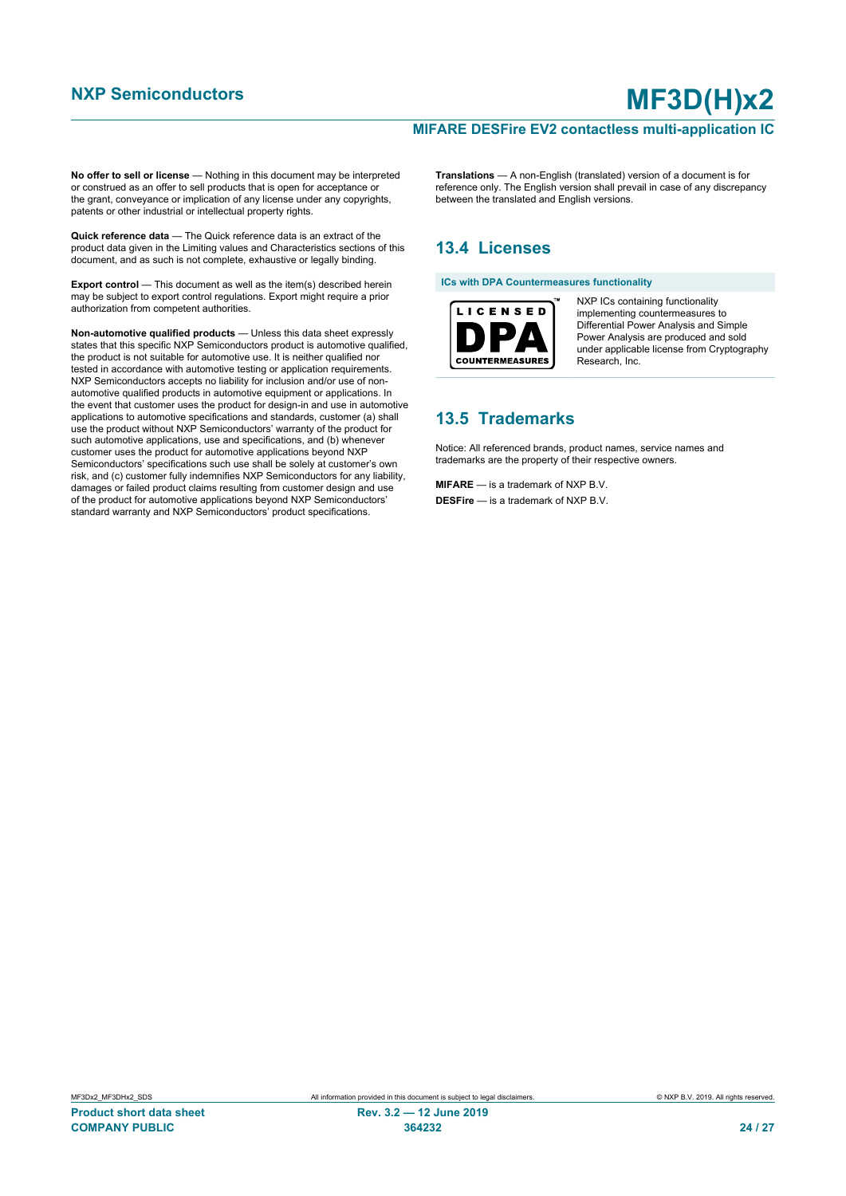**No offer to sell or license** — Nothing in this document may be interpreted or construed as an offer to sell products that is open for acceptance or the grant, conveyance or implication of any license under any copyrights, patents or other industrial or intellectual property rights.

**Quick reference data** — The Quick reference data is an extract of the product data given in the Limiting values and Characteristics sections of this document, and as such is not complete, exhaustive or legally binding.

**Export control** — This document as well as the item(s) described herein may be subject to export control regulations. Export might require a prior authorization from competent authorities.

**Non-automotive qualified products** — Unless this data sheet expressly states that this specific NXP Semiconductors product is automotive qualified, the product is not suitable for automotive use. It is neither qualified nor tested in accordance with automotive testing or application requirements. NXP Semiconductors accepts no liability for inclusion and/or use of non-automotive qualified products in automotive equipment or applications. In the event that customer uses the product for design-in and use in automotive applications to automotive specifications and standards, customer (a) shall use the product without NXP Semiconductors' warranty of the product for such automotive applications, use and specifications, and (b) whenever customer uses the product for automotive applications beyond NXP Semiconductors' specifications such use shall be solely at customer's own risk, and (c) customer fully indemnifies NXP Semiconductors for any liability, damages or failed product claims resulting from customer design and use of the product for automotive applications beyond NXP Semiconductors' standard warranty and NXP Semiconductors' product specifications.

**Translations** — A non-English (translated) version of a document is for reference only. The English version shall prevail in case of any discrepancy between the translated and English versions.

## 13.4 Licenses

**ICs with DPA Countermeasures functionality**

LICENSED DPA COUNTERMEASURES™

NXP ICs containing functionality implementing countermeasures to Differential Power Analysis and Simple Power Analysis are produced and sold under applicable license from Cryptography Research, Inc.

## 13.5 Trademarks

Notice: All referenced brands, product names, service names and trademarks are the property of their respective owners.

**MIFARE** — is a trademark of NXP B.V.

**DESFire** — is a trademark of NXP B.V.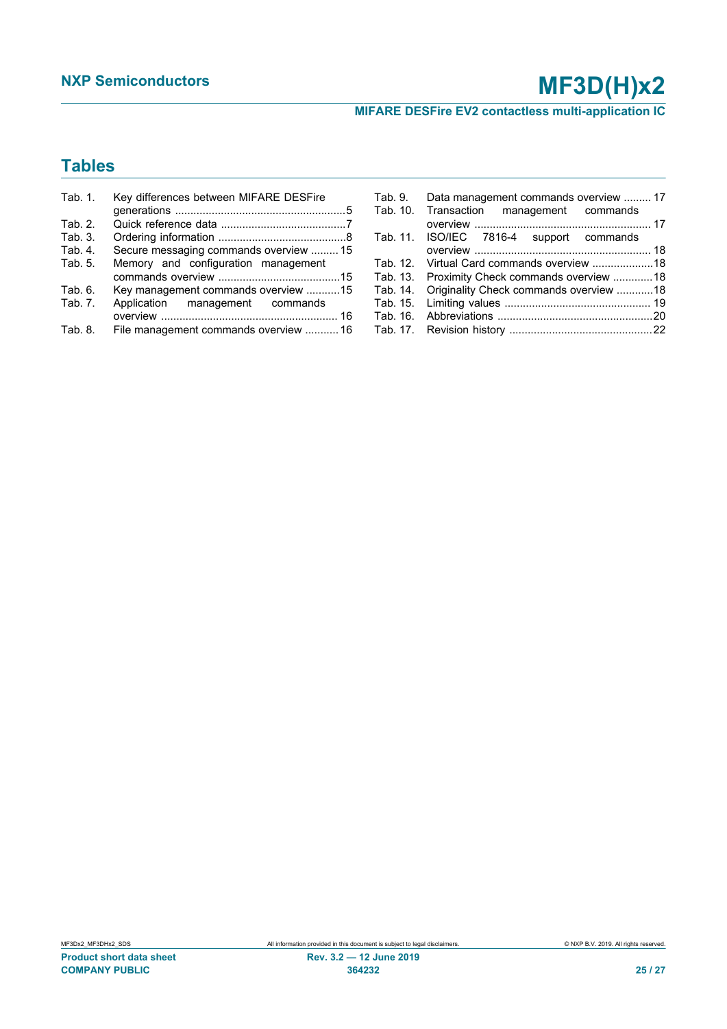## Tables

Tab. 1. Key differences between MIFARE DESFire generations ........................................................5
Tab. 2. Quick reference data .........................................7
Tab. 3. Ordering information ..........................................8
Tab. 4. Secure messaging commands overview ......... 15
Tab. 5. Memory and configuration management commands overview ........................................15
Tab. 6. Key management commands overview ...........15
Tab. 7. Application management commands overview .......................................................... 16
Tab. 8. File management commands overview ........... 16
Tab. 9. Data management commands overview ......... 17
Tab. 10. Transaction management commands overview .......................................................... 17
Tab. 11. ISO/IEC 7816-4 support commands overview .......................................................... 18
Tab. 12. Virtual Card commands overview ....................18
Tab. 13. Proximity Check commands overview .............18
Tab. 14. Originality Check commands overview ............18
Tab. 15. Limiting values ................................................ 19
Tab. 16. Abbreviations ..................................................20
Tab. 17. Revision history ...............................................22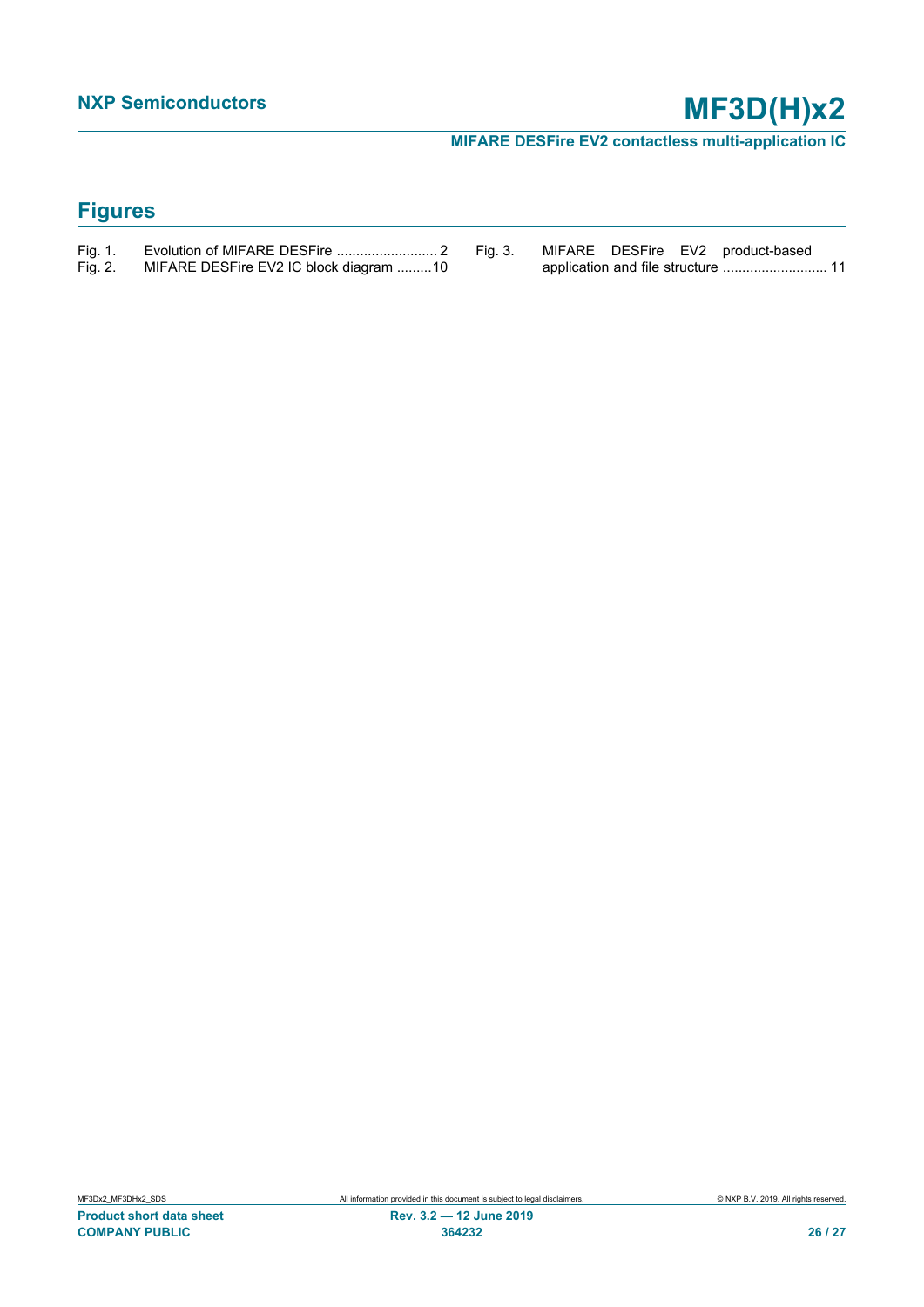## Figures

Fig. 1. Evolution of MIFARE DESFire .......................... 2
Fig. 2. MIFARE DESFire EV2 IC block diagram .........10
Fig. 3. MIFARE DESFire EV2 product-based application and file structure .......................... 11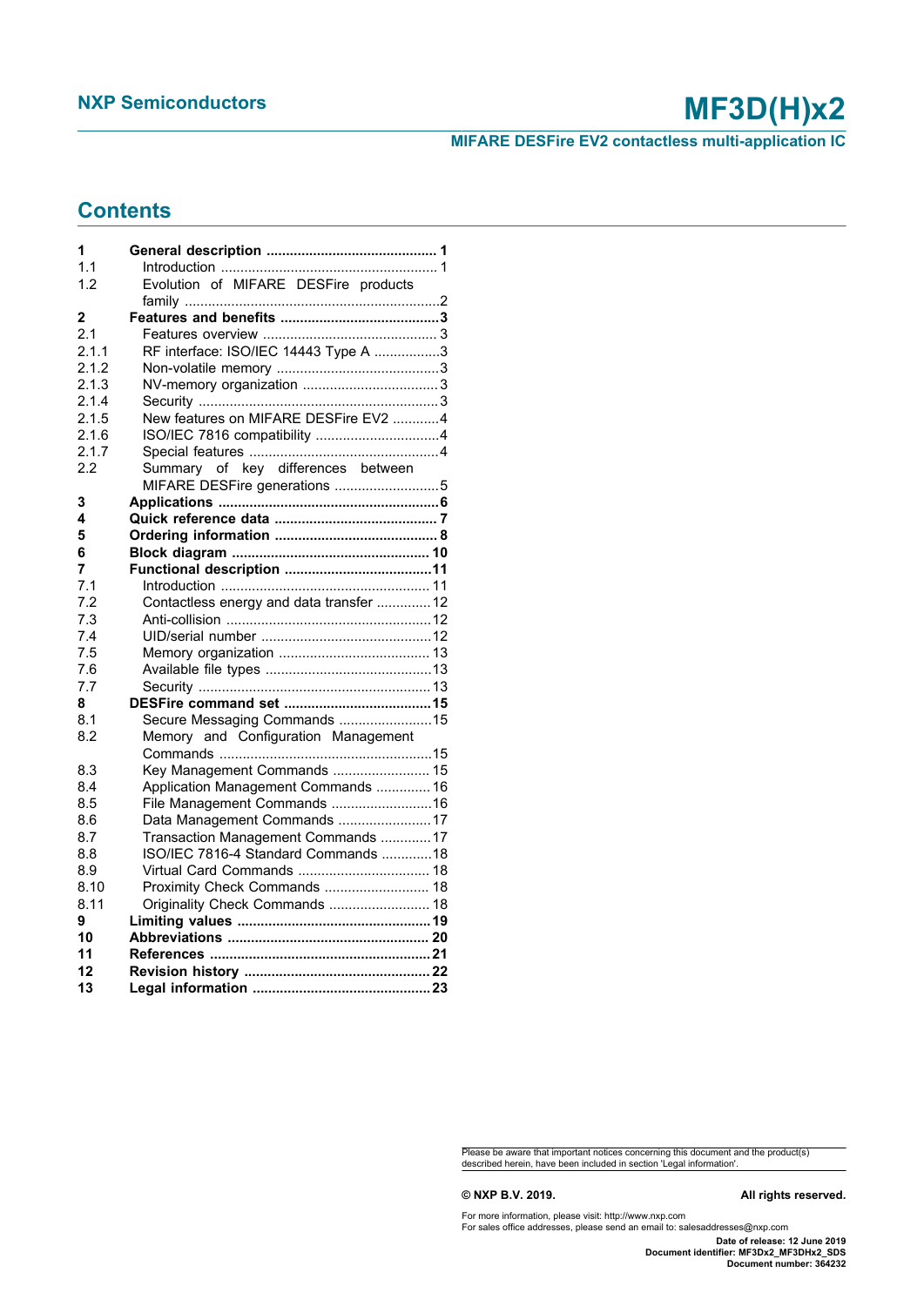## Contents

| | | |
|---|---|---|
| **1** | **General description** | **1** |
| 1.1 | Introduction | 1 |
| 1.2 | Evolution of MIFARE DESFire products family | 2 |
| **2** | **Features and benefits** | **3** |
| 2.1 | Features overview | 3 |
| 2.1.1 | RF interface: ISO/IEC 14443 Type A | 3 |
| 2.1.2 | Non-volatile memory | 3 |
| 2.1.3 | NV-memory organization | 3 |
| 2.1.4 | Security | 3 |
| 2.1.5 | New features on MIFARE DESFire EV2 | 4 |
| 2.1.6 | ISO/IEC 7816 compatibility | 4 |
| 2.1.7 | Special features | 4 |
| 2.2 | Summary of key differences between MIFARE DESFire generations | 5 |
| **3** | **Applications** | **6** |
| **4** | **Quick reference data** | **7** |
| **5** | **Ordering information** | **8** |
| **6** | **Block diagram** | **10** |
| **7** | **Functional description** | **11** |
| 7.1 | Introduction | 11 |
| 7.2 | Contactless energy and data transfer | 12 |
| 7.3 | Anti-collision | 12 |
| 7.4 | UID/serial number | 12 |
| 7.5 | Memory organization | 13 |
| 7.6 | Available file types | 13 |
| 7.7 | Security | 13 |
| **8** | **DESFire command set** | **15** |
| 8.1 | Secure Messaging Commands | 15 |
| 8.2 | Memory and Configuration Management Commands | 15 |
| 8.3 | Key Management Commands | 15 |
| 8.4 | Application Management Commands | 16 |
| 8.5 | File Management Commands | 16 |
| 8.6 | Data Management Commands | 17 |
| 8.7 | Transaction Management Commands | 17 |
| 8.8 | ISO/IEC 7816-4 Standard Commands | 18 |
| 8.9 | Virtual Card Commands | 18 |
| 8.10 | Proximity Check Commands | 18 |
| 8.11 | Originality Check Commands | 18 |
| **9** | **Limiting values** | **19** |
| **10** | **Abbreviations** | **20** |
| **11** | **References** | **21** |
| **12** | **Revision history** | **22** |
| **13** | **Legal information** | **23** |

Please be aware that important notices concerning this document and the product(s) described herein, have been included in section 'Legal information'.

**© NXP B.V. 2019.** **All rights reserved.**

For more information, please visit: http://www.nxp.com
For sales office addresses, please send an email to: salesaddresses@nxp.com

**Date of release: 12 June 2019**
**Document identifier: MF3Dx2_MF3DHx2_SDS**
**Document number: 364232**